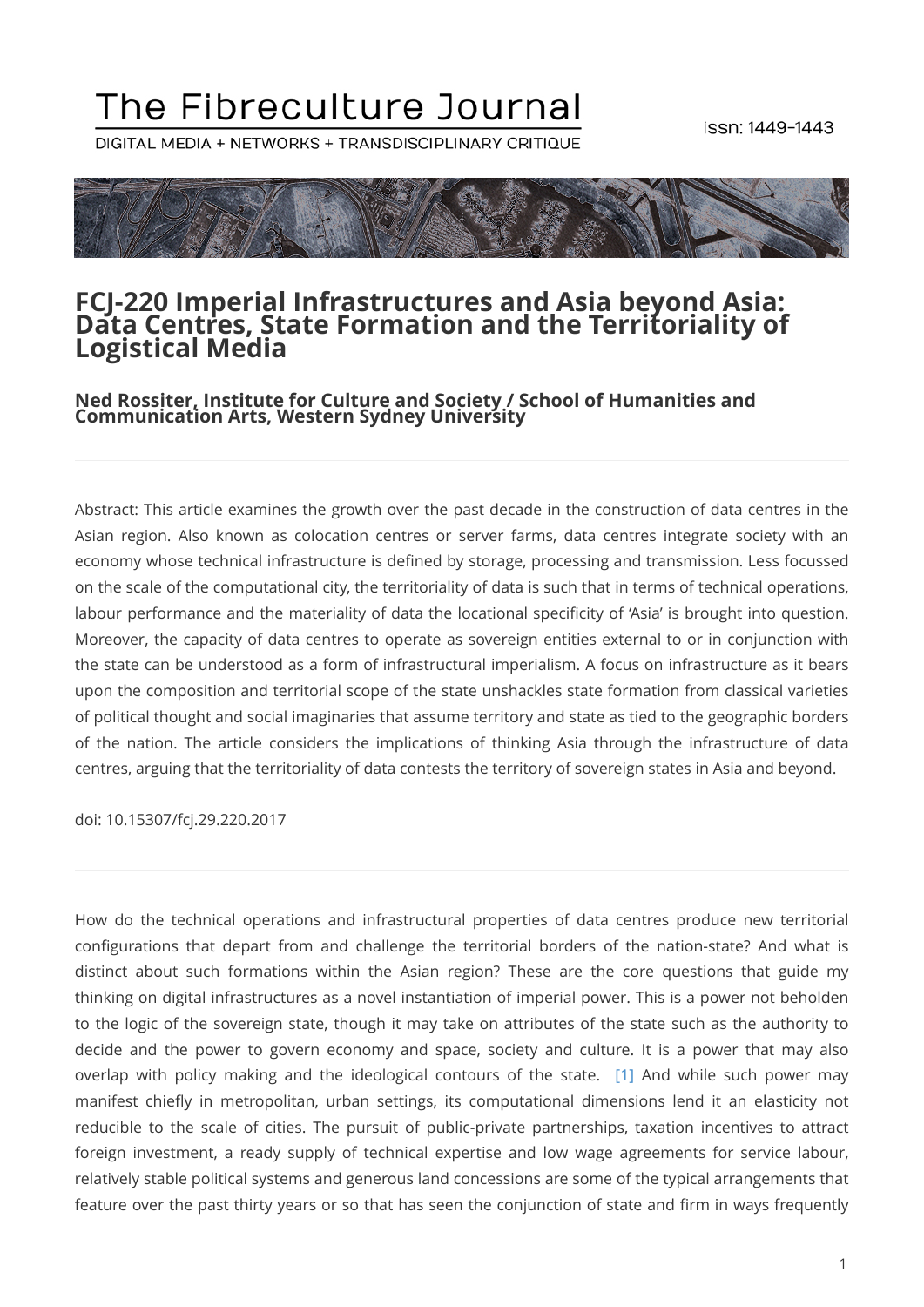# The Fibreculture Journal

DIGITAL MEDIA + NETWORKS + TRANSDISCIPLINARY CRITIQUE

issn: 1449-1443

## FCJ-220 Imperial Infrastructures and Asia beyond Asia: Data Centres, State Formation and the Territoriality of Logistical Media

### Ned Rossiter, Institute for Culture and Society / School of Humanities and Communication Arts, Western Sydney University

---

Abstract: This article examines the growth over the past decade in the construction of data centres in the Asian region. Also known as colocation centres or server farms, data centres integrate society with an economy whose technical infrastructure is defined by storage, processing and transmission. Less focussed on the scale of the computational city, the territoriality of data is such that in terms of technical operations, labour performance and the materiality of data the locational specificity of 'Asia' is brought into question. Moreover, the capacity of data centres to operate as sovereign entities external to or in conjunction with the state can be understood as a form of infrastructural imperialism. A focus on infrastructure as it bears upon the composition and territorial scope of the state unshackles state formation from classical varieties of political thought and social imaginaries that assume territory and state as tied to the geographic borders of the nation. The article considers the implications of thinking Asia through the infrastructure of data centres, arguing that the territoriality of data contests the territory of sovereign states in Asia and beyond.

doi: 10.15307/fcj.29.220.2017

---

How do the technical operations and infrastructural properties of data centres produce new territorial configurations that depart from and challenge the territorial borders of the nation-state? And what is distinct about such formations within the Asian region? These are the core questions that guide my thinking on digital infrastructures as a novel instantiation of imperial power. This is a power not beholden to the logic of the sovereign state, though it may take on attributes of the state such as the authority to decide and the power to govern economy and space, society and culture. It is a power that may also overlap with policy making and the ideological contours of the state. [1] And while such power may manifest chiefly in metropolitan, urban settings, its computational dimensions lend it an elasticity not reducible to the scale of cities. The pursuit of public-private partnerships, taxation incentives to attract foreign investment, a ready supply of technical expertise and low wage agreements for service labour, relatively stable political systems and generous land concessions are some of the typical arrangements that feature over the past thirty years or so that has seen the conjunction of state and firm in ways frequently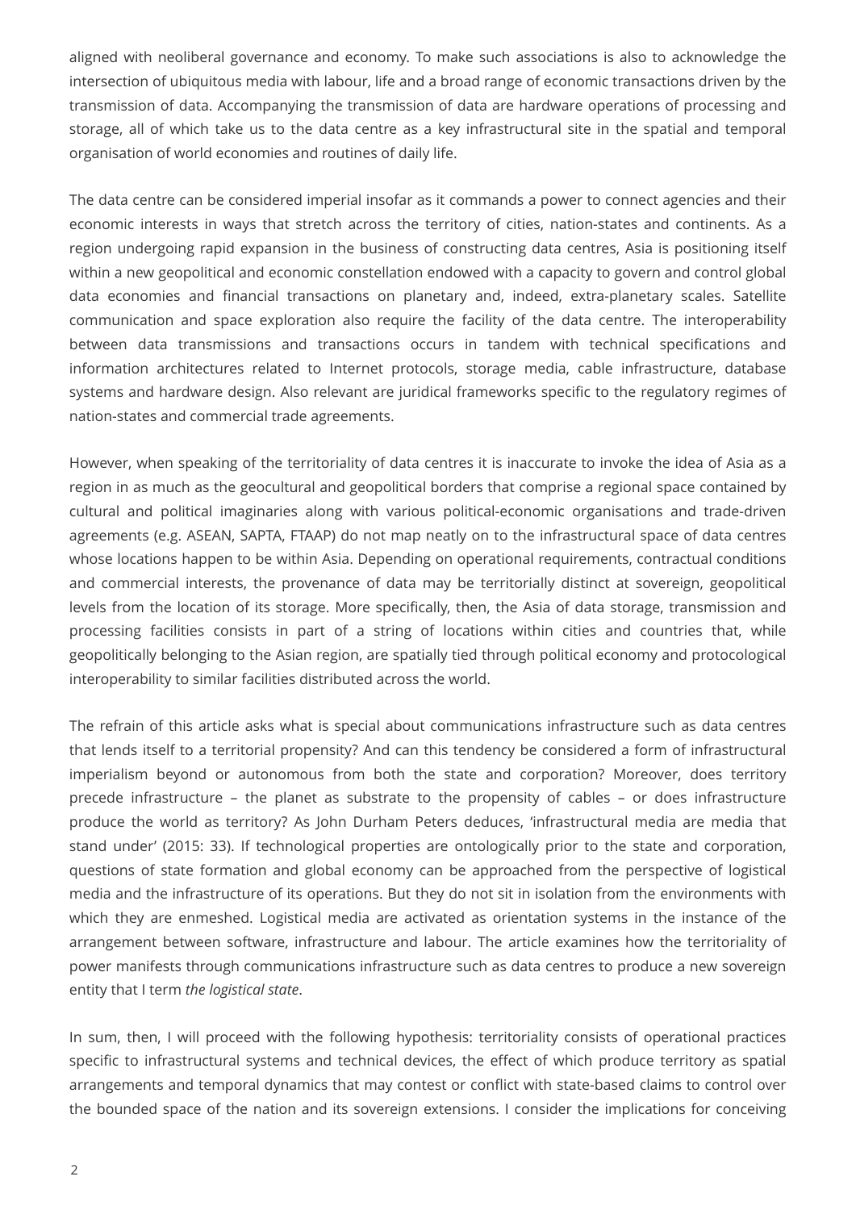aligned with neoliberal governance and economy. To make such associations is also to acknowledge the intersection of ubiquitous media with labour, life and a broad range of economic transactions driven by the transmission of data. Accompanying the transmission of data are hardware operations of processing and storage, all of which take us to the data centre as a key infrastructural site in the spatial and temporal organisation of world economies and routines of daily life.

The data centre can be considered imperial insofar as it commands a power to connect agencies and their economic interests in ways that stretch across the territory of cities, nation-states and continents. As a region undergoing rapid expansion in the business of constructing data centres, Asia is positioning itself within a new geopolitical and economic constellation endowed with a capacity to govern and control global data economies and financial transactions on planetary and, indeed, extra-planetary scales. Satellite communication and space exploration also require the facility of the data centre. The interoperability between data transmissions and transactions occurs in tandem with technical specifications and information architectures related to Internet protocols, storage media, cable infrastructure, database systems and hardware design. Also relevant are juridical frameworks specific to the regulatory regimes of nation-states and commercial trade agreements.

However, when speaking of the territoriality of data centres it is inaccurate to invoke the idea of Asia as a region in as much as the geocultural and geopolitical borders that comprise a regional space contained by cultural and political imaginaries along with various political-economic organisations and trade-driven agreements (e.g. ASEAN, SAPTA, FTAAP) do not map neatly on to the infrastructural space of data centres whose locations happen to be within Asia. Depending on operational requirements, contractual conditions and commercial interests, the provenance of data may be territorially distinct at sovereign, geopolitical levels from the location of its storage. More specifically, then, the Asia of data storage, transmission and processing facilities consists in part of a string of locations within cities and countries that, while geopolitically belonging to the Asian region, are spatially tied through political economy and protocological interoperability to similar facilities distributed across the world.

The refrain of this article asks what is special about communications infrastructure such as data centres that lends itself to a territorial propensity? And can this tendency be considered a form of infrastructural imperialism beyond or autonomous from both the state and corporation? Moreover, does territory precede infrastructure – the planet as substrate to the propensity of cables – or does infrastructure produce the world as territory? As John Durham Peters deduces, 'infrastructural media are media that stand under' (2015: 33). If technological properties are ontologically prior to the state and corporation, questions of state formation and global economy can be approached from the perspective of logistical media and the infrastructure of its operations. But they do not sit in isolation from the environments with which they are enmeshed. Logistical media are activated as orientation systems in the instance of the arrangement between software, infrastructure and labour. The article examines how the territoriality of power manifests through communications infrastructure such as data centres to produce a new sovereign entity that I term *the logistical state*.

In sum, then, I will proceed with the following hypothesis: territoriality consists of operational practices specific to infrastructural systems and technical devices, the effect of which produce territory as spatial arrangements and temporal dynamics that may contest or conflict with state-based claims to control over the bounded space of the nation and its sovereign extensions. I consider the implications for conceiving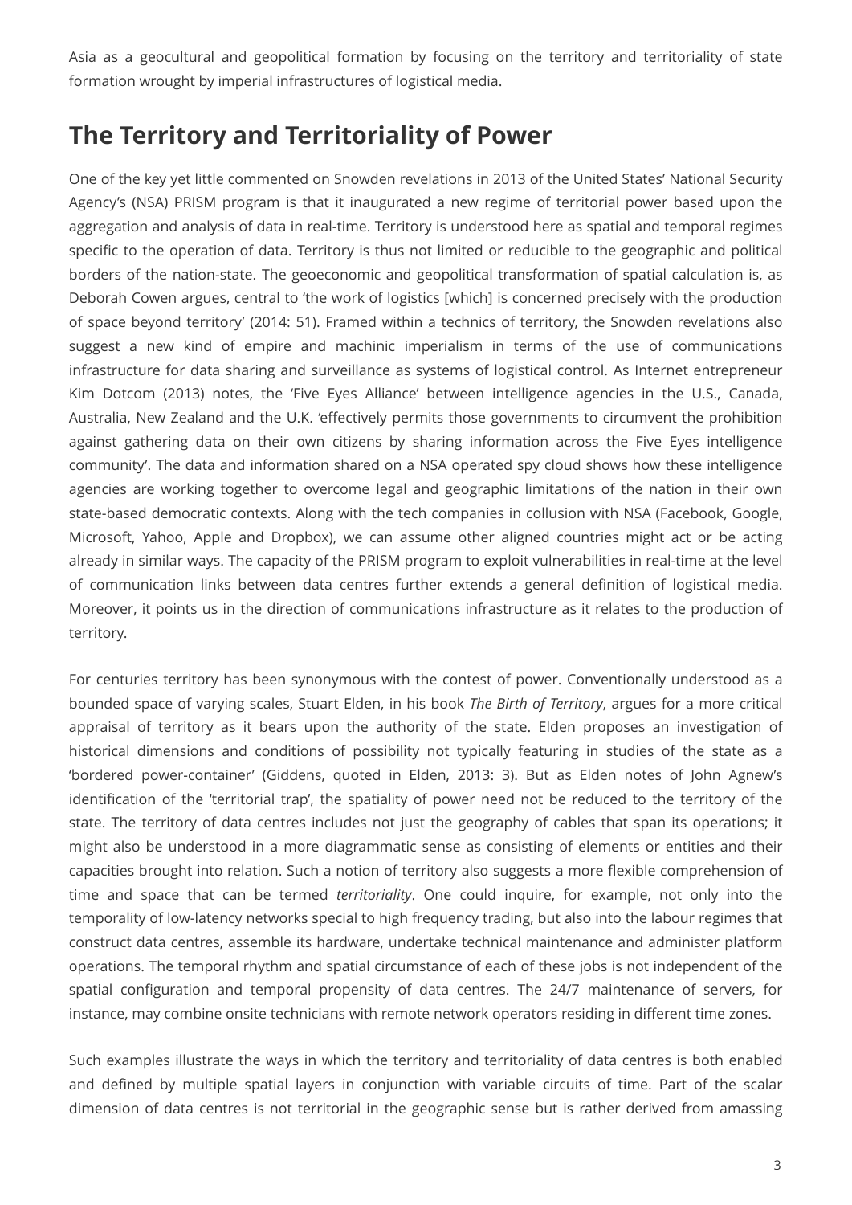Asia as a geocultural and geopolitical formation by focusing on the territory and territoriality of state formation wrought by imperial infrastructures of logistical media.

## The Territory and Territoriality of Power

One of the key yet little commented on Snowden revelations in 2013 of the United States' National Security Agency's (NSA) PRISM program is that it inaugurated a new regime of territorial power based upon the aggregation and analysis of data in real-time. Territory is understood here as spatial and temporal regimes specific to the operation of data. Territory is thus not limited or reducible to the geographic and political borders of the nation-state. The geoeconomic and geopolitical transformation of spatial calculation is, as Deborah Cowen argues, central to 'the work of logistics [which] is concerned precisely with the production of space beyond territory' (2014: 51). Framed within a technics of territory, the Snowden revelations also suggest a new kind of empire and machinic imperialism in terms of the use of communications infrastructure for data sharing and surveillance as systems of logistical control. As Internet entrepreneur Kim Dotcom (2013) notes, the 'Five Eyes Alliance' between intelligence agencies in the U.S., Canada, Australia, New Zealand and the U.K. 'effectively permits those governments to circumvent the prohibition against gathering data on their own citizens by sharing information across the Five Eyes intelligence community'. The data and information shared on a NSA operated spy cloud shows how these intelligence agencies are working together to overcome legal and geographic limitations of the nation in their own state-based democratic contexts. Along with the tech companies in collusion with NSA (Facebook, Google, Microsoft, Yahoo, Apple and Dropbox), we can assume other aligned countries might act or be acting already in similar ways. The capacity of the PRISM program to exploit vulnerabilities in real-time at the level of communication links between data centres further extends a general definition of logistical media. Moreover, it points us in the direction of communications infrastructure as it relates to the production of territory.

For centuries territory has been synonymous with the contest of power. Conventionally understood as a bounded space of varying scales, Stuart Elden, in his book *The Birth of Territory*, argues for a more critical appraisal of territory as it bears upon the authority of the state. Elden proposes an investigation of historical dimensions and conditions of possibility not typically featuring in studies of the state as a 'bordered power-container' (Giddens, quoted in Elden, 2013: 3). But as Elden notes of John Agnew's identification of the 'territorial trap', the spatiality of power need not be reduced to the territory of the state. The territory of data centres includes not just the geography of cables that span its operations; it might also be understood in a more diagrammatic sense as consisting of elements or entities and their capacities brought into relation. Such a notion of territory also suggests a more flexible comprehension of time and space that can be termed *territoriality*. One could inquire, for example, not only into the temporality of low-latency networks special to high frequency trading, but also into the labour regimes that construct data centres, assemble its hardware, undertake technical maintenance and administer platform operations. The temporal rhythm and spatial circumstance of each of these jobs is not independent of the spatial configuration and temporal propensity of data centres. The 24/7 maintenance of servers, for instance, may combine onsite technicians with remote network operators residing in different time zones.

Such examples illustrate the ways in which the territory and territoriality of data centres is both enabled and defined by multiple spatial layers in conjunction with variable circuits of time. Part of the scalar dimension of data centres is not territorial in the geographic sense but is rather derived from amassing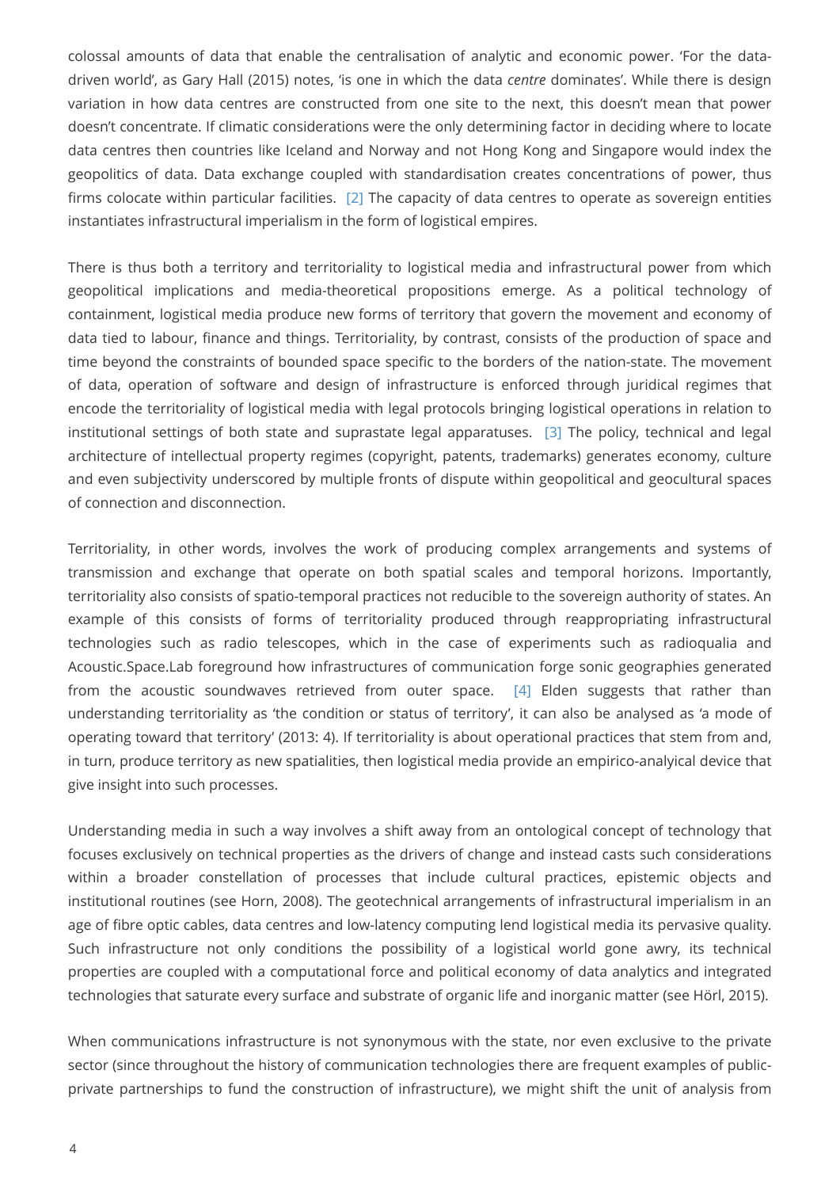colossal amounts of data that enable the centralisation of analytic and economic power. 'For the data-driven world', as Gary Hall (2015) notes, 'is one in which the data *centre* dominates'. While there is design variation in how data centres are constructed from one site to the next, this doesn't mean that power doesn't concentrate. If climatic considerations were the only determining factor in deciding where to locate data centres then countries like Iceland and Norway and not Hong Kong and Singapore would index the geopolitics of data. Data exchange coupled with standardisation creates concentrations of power, thus firms colocate within particular facilities. [2] The capacity of data centres to operate as sovereign entities instantiates infrastructural imperialism in the form of logistical empires.

There is thus both a territory and territoriality to logistical media and infrastructural power from which geopolitical implications and media-theoretical propositions emerge. As a political technology of containment, logistical media produce new forms of territory that govern the movement and economy of data tied to labour, finance and things. Territoriality, by contrast, consists of the production of space and time beyond the constraints of bounded space specific to the borders of the nation-state. The movement of data, operation of software and design of infrastructure is enforced through juridical regimes that encode the territoriality of logistical media with legal protocols bringing logistical operations in relation to institutional settings of both state and suprastate legal apparatuses. [3] The policy, technical and legal architecture of intellectual property regimes (copyright, patents, trademarks) generates economy, culture and even subjectivity underscored by multiple fronts of dispute within geopolitical and geocultural spaces of connection and disconnection.

Territoriality, in other words, involves the work of producing complex arrangements and systems of transmission and exchange that operate on both spatial scales and temporal horizons. Importantly, territoriality also consists of spatio-temporal practices not reducible to the sovereign authority of states. An example of this consists of forms of territoriality produced through reappropriating infrastructural technologies such as radio telescopes, which in the case of experiments such as radioqualia and Acoustic.Space.Lab foreground how infrastructures of communication forge sonic geographies generated from the acoustic soundwaves retrieved from outer space. [4] Elden suggests that rather than understanding territoriality as 'the condition or status of territory', it can also be analysed as 'a mode of operating toward that territory' (2013: 4). If territoriality is about operational practices that stem from and, in turn, produce territory as new spatialities, then logistical media provide an empirico-analyical device that give insight into such processes.

Understanding media in such a way involves a shift away from an ontological concept of technology that focuses exclusively on technical properties as the drivers of change and instead casts such considerations within a broader constellation of processes that include cultural practices, epistemic objects and institutional routines (see Horn, 2008). The geotechnical arrangements of infrastructural imperialism in an age of fibre optic cables, data centres and low-latency computing lend logistical media its pervasive quality. Such infrastructure not only conditions the possibility of a logistical world gone awry, its technical properties are coupled with a computational force and political economy of data analytics and integrated technologies that saturate every surface and substrate of organic life and inorganic matter (see Hörl, 2015).

When communications infrastructure is not synonymous with the state, nor even exclusive to the private sector (since throughout the history of communication technologies there are frequent examples of public-private partnerships to fund the construction of infrastructure), we might shift the unit of analysis from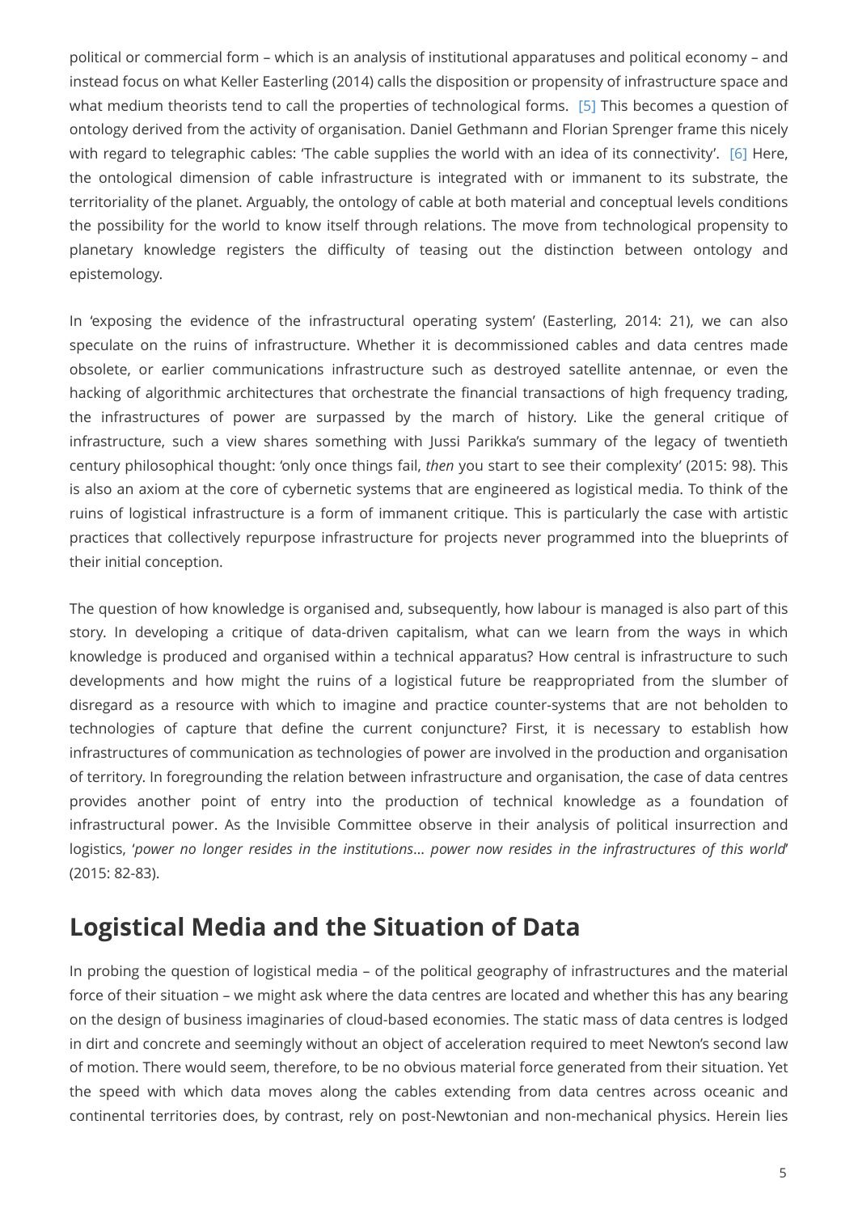political or commercial form – which is an analysis of institutional apparatuses and political economy – and instead focus on what Keller Easterling (2014) calls the disposition or propensity of infrastructure space and what medium theorists tend to call the properties of technological forms. [5] This becomes a question of ontology derived from the activity of organisation. Daniel Gethmann and Florian Sprenger frame this nicely with regard to telegraphic cables: 'The cable supplies the world with an idea of its connectivity'. [6] Here, the ontological dimension of cable infrastructure is integrated with or immanent to its substrate, the territoriality of the planet. Arguably, the ontology of cable at both material and conceptual levels conditions the possibility for the world to know itself through relations. The move from technological propensity to planetary knowledge registers the difficulty of teasing out the distinction between ontology and epistemology.

In 'exposing the evidence of the infrastructural operating system' (Easterling, 2014: 21), we can also speculate on the ruins of infrastructure. Whether it is decommissioned cables and data centres made obsolete, or earlier communications infrastructure such as destroyed satellite antennae, or even the hacking of algorithmic architectures that orchestrate the financial transactions of high frequency trading, the infrastructures of power are surpassed by the march of history. Like the general critique of infrastructure, such a view shares something with Jussi Parikka's summary of the legacy of twentieth century philosophical thought: 'only once things fail, *then* you start to see their complexity' (2015: 98). This is also an axiom at the core of cybernetic systems that are engineered as logistical media. To think of the ruins of logistical infrastructure is a form of immanent critique. This is particularly the case with artistic practices that collectively repurpose infrastructure for projects never programmed into the blueprints of their initial conception.

The question of how knowledge is organised and, subsequently, how labour is managed is also part of this story. In developing a critique of data-driven capitalism, what can we learn from the ways in which knowledge is produced and organised within a technical apparatus? How central is infrastructure to such developments and how might the ruins of a logistical future be reappropriated from the slumber of disregard as a resource with which to imagine and practice counter-systems that are not beholden to technologies of capture that define the current conjuncture? First, it is necessary to establish how infrastructures of communication as technologies of power are involved in the production and organisation of territory. In foregrounding the relation between infrastructure and organisation, the case of data centres provides another point of entry into the production of technical knowledge as a foundation of infrastructural power. As the Invisible Committee observe in their analysis of political insurrection and logistics, '*power no longer resides in the institutions... power now resides in the infrastructures of this world*' (2015: 82-83).

## Logistical Media and the Situation of Data

In probing the question of logistical media – of the political geography of infrastructures and the material force of their situation – we might ask where the data centres are located and whether this has any bearing on the design of business imaginaries of cloud-based economies. The static mass of data centres is lodged in dirt and concrete and seemingly without an object of acceleration required to meet Newton's second law of motion. There would seem, therefore, to be no obvious material force generated from their situation. Yet the speed with which data moves along the cables extending from data centres across oceanic and continental territories does, by contrast, rely on post-Newtonian and non-mechanical physics. Herein lies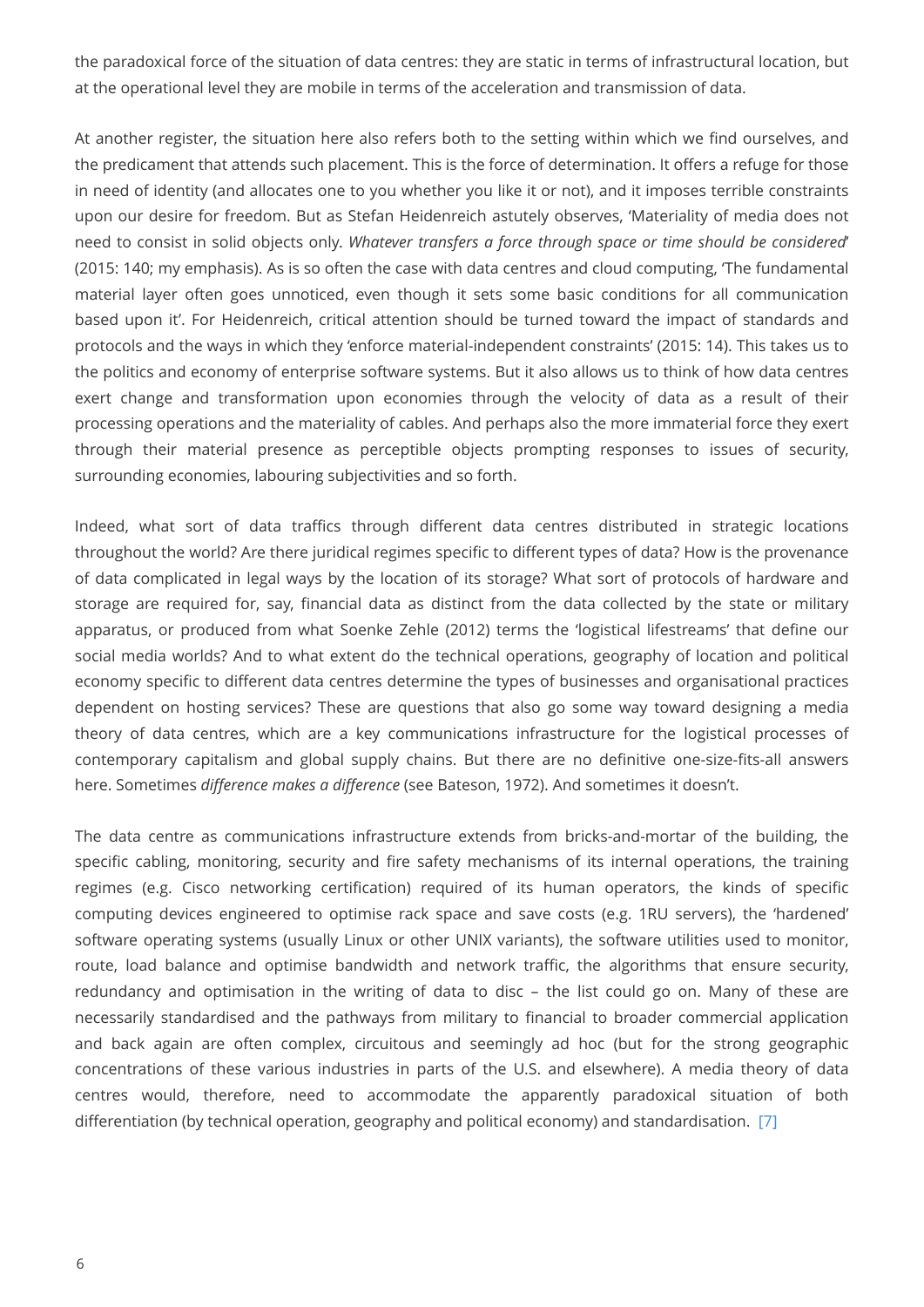the paradoxical force of the situation of data centres: they are static in terms of infrastructural location, but at the operational level they are mobile in terms of the acceleration and transmission of data.

At another register, the situation here also refers both to the setting within which we find ourselves, and the predicament that attends such placement. This is the force of determination. It offers a refuge for those in need of identity (and allocates one to you whether you like it or not), and it imposes terrible constraints upon our desire for freedom. But as Stefan Heidenreich astutely observes, 'Materiality of media does not need to consist in solid objects only. *Whatever transfers a force through space or time should be considered*' (2015: 140; my emphasis). As is so often the case with data centres and cloud computing, 'The fundamental material layer often goes unnoticed, even though it sets some basic conditions for all communication based upon it'. For Heidenreich, critical attention should be turned toward the impact of standards and protocols and the ways in which they 'enforce material-independent constraints' (2015: 14). This takes us to the politics and economy of enterprise software systems. But it also allows us to think of how data centres exert change and transformation upon economies through the velocity of data as a result of their processing operations and the materiality of cables. And perhaps also the more immaterial force they exert through their material presence as perceptible objects prompting responses to issues of security, surrounding economies, labouring subjectivities and so forth.

Indeed, what sort of data traffics through different data centres distributed in strategic locations throughout the world? Are there juridical regimes specific to different types of data? How is the provenance of data complicated in legal ways by the location of its storage? What sort of protocols of hardware and storage are required for, say, financial data as distinct from the data collected by the state or military apparatus, or produced from what Soenke Zehle (2012) terms the 'logistical lifestreams' that define our social media worlds? And to what extent do the technical operations, geography of location and political economy specific to different data centres determine the types of businesses and organisational practices dependent on hosting services? These are questions that also go some way toward designing a media theory of data centres, which are a key communications infrastructure for the logistical processes of contemporary capitalism and global supply chains. But there are no definitive one-size-fits-all answers here. Sometimes *difference makes a difference* (see Bateson, 1972). And sometimes it doesn't.

The data centre as communications infrastructure extends from bricks-and-mortar of the building, the specific cabling, monitoring, security and fire safety mechanisms of its internal operations, the training regimes (e.g. Cisco networking certification) required of its human operators, the kinds of specific computing devices engineered to optimise rack space and save costs (e.g. 1RU servers), the 'hardened' software operating systems (usually Linux or other UNIX variants), the software utilities used to monitor, route, load balance and optimise bandwidth and network traffic, the algorithms that ensure security, redundancy and optimisation in the writing of data to disc – the list could go on. Many of these are necessarily standardised and the pathways from military to financial to broader commercial application and back again are often complex, circuitous and seemingly ad hoc (but for the strong geographic concentrations of these various industries in parts of the U.S. and elsewhere). A media theory of data centres would, therefore, need to accommodate the apparently paradoxical situation of both differentiation (by technical operation, geography and political economy) and standardisation. [7]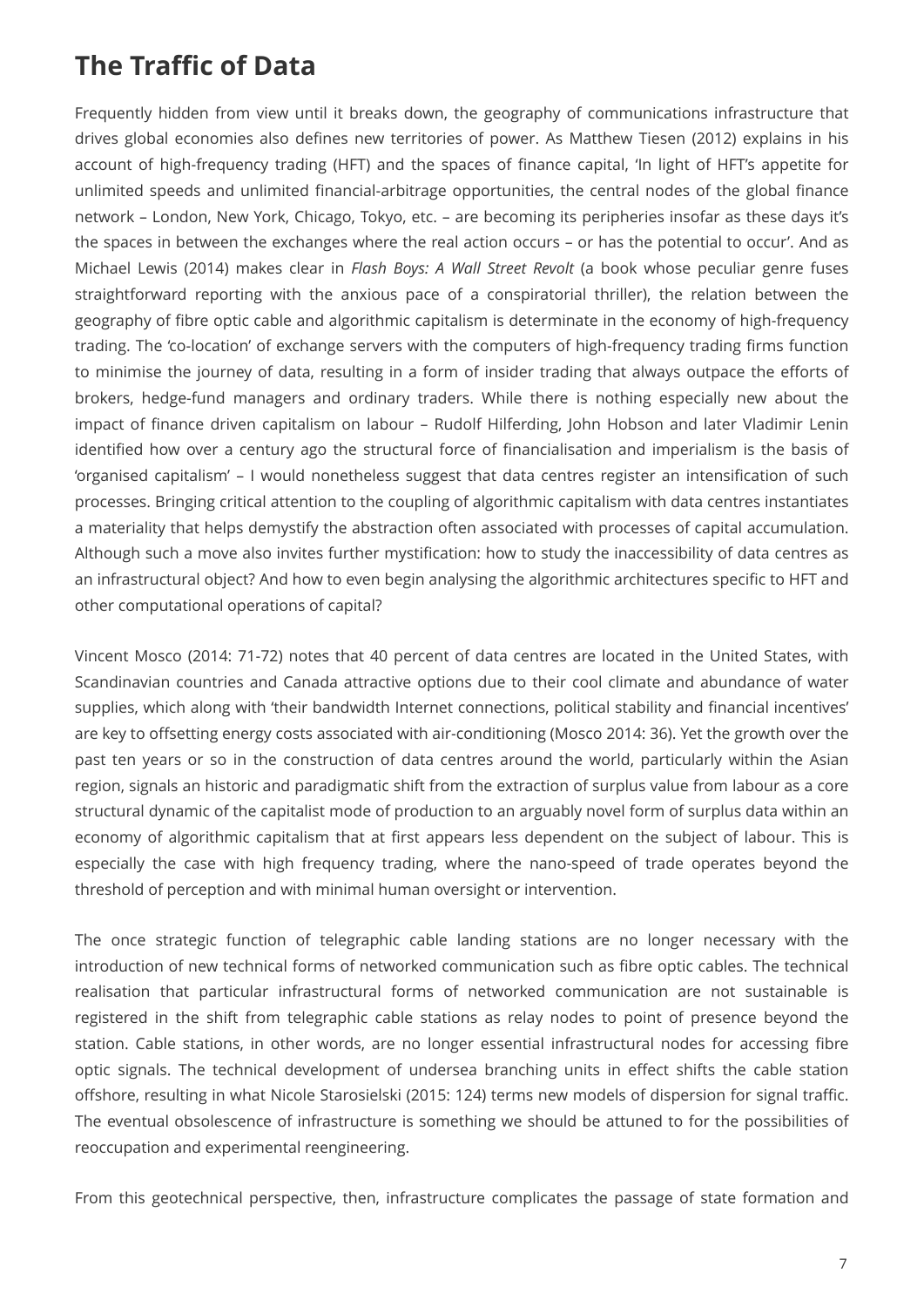## The Traffic of Data

Frequently hidden from view until it breaks down, the geography of communications infrastructure that drives global economies also defines new territories of power. As Matthew Tiesen (2012) explains in his account of high-frequency trading (HFT) and the spaces of finance capital, 'In light of HFT's appetite for unlimited speeds and unlimited financial-arbitrage opportunities, the central nodes of the global finance network – London, New York, Chicago, Tokyo, etc. – are becoming its peripheries insofar as these days it's the spaces in between the exchanges where the real action occurs – or has the potential to occur'. And as Michael Lewis (2014) makes clear in *Flash Boys: A Wall Street Revolt* (a book whose peculiar genre fuses straightforward reporting with the anxious pace of a conspiratorial thriller), the relation between the geography of fibre optic cable and algorithmic capitalism is determinate in the economy of high-frequency trading. The 'co-location' of exchange servers with the computers of high-frequency trading firms function to minimise the journey of data, resulting in a form of insider trading that always outpace the efforts of brokers, hedge-fund managers and ordinary traders. While there is nothing especially new about the impact of finance driven capitalism on labour – Rudolf Hilferding, John Hobson and later Vladimir Lenin identified how over a century ago the structural force of financialisation and imperialism is the basis of 'organised capitalism' – I would nonetheless suggest that data centres register an intensification of such processes. Bringing critical attention to the coupling of algorithmic capitalism with data centres instantiates a materiality that helps demystify the abstraction often associated with processes of capital accumulation. Although such a move also invites further mystification: how to study the inaccessibility of data centres as an infrastructural object? And how to even begin analysing the algorithmic architectures specific to HFT and other computational operations of capital?

Vincent Mosco (2014: 71-72) notes that 40 percent of data centres are located in the United States, with Scandinavian countries and Canada attractive options due to their cool climate and abundance of water supplies, which along with 'their bandwidth Internet connections, political stability and financial incentives' are key to offsetting energy costs associated with air-conditioning (Mosco 2014: 36). Yet the growth over the past ten years or so in the construction of data centres around the world, particularly within the Asian region, signals an historic and paradigmatic shift from the extraction of surplus value from labour as a core structural dynamic of the capitalist mode of production to an arguably novel form of surplus data within an economy of algorithmic capitalism that at first appears less dependent on the subject of labour. This is especially the case with high frequency trading, where the nano-speed of trade operates beyond the threshold of perception and with minimal human oversight or intervention.

The once strategic function of telegraphic cable landing stations are no longer necessary with the introduction of new technical forms of networked communication such as fibre optic cables. The technical realisation that particular infrastructural forms of networked communication are not sustainable is registered in the shift from telegraphic cable stations as relay nodes to point of presence beyond the station. Cable stations, in other words, are no longer essential infrastructural nodes for accessing fibre optic signals. The technical development of undersea branching units in effect shifts the cable station offshore, resulting in what Nicole Starosielski (2015: 124) terms new models of dispersion for signal traffic. The eventual obsolescence of infrastructure is something we should be attuned to for the possibilities of reoccupation and experimental reengineering.

From this geotechnical perspective, then, infrastructure complicates the passage of state formation and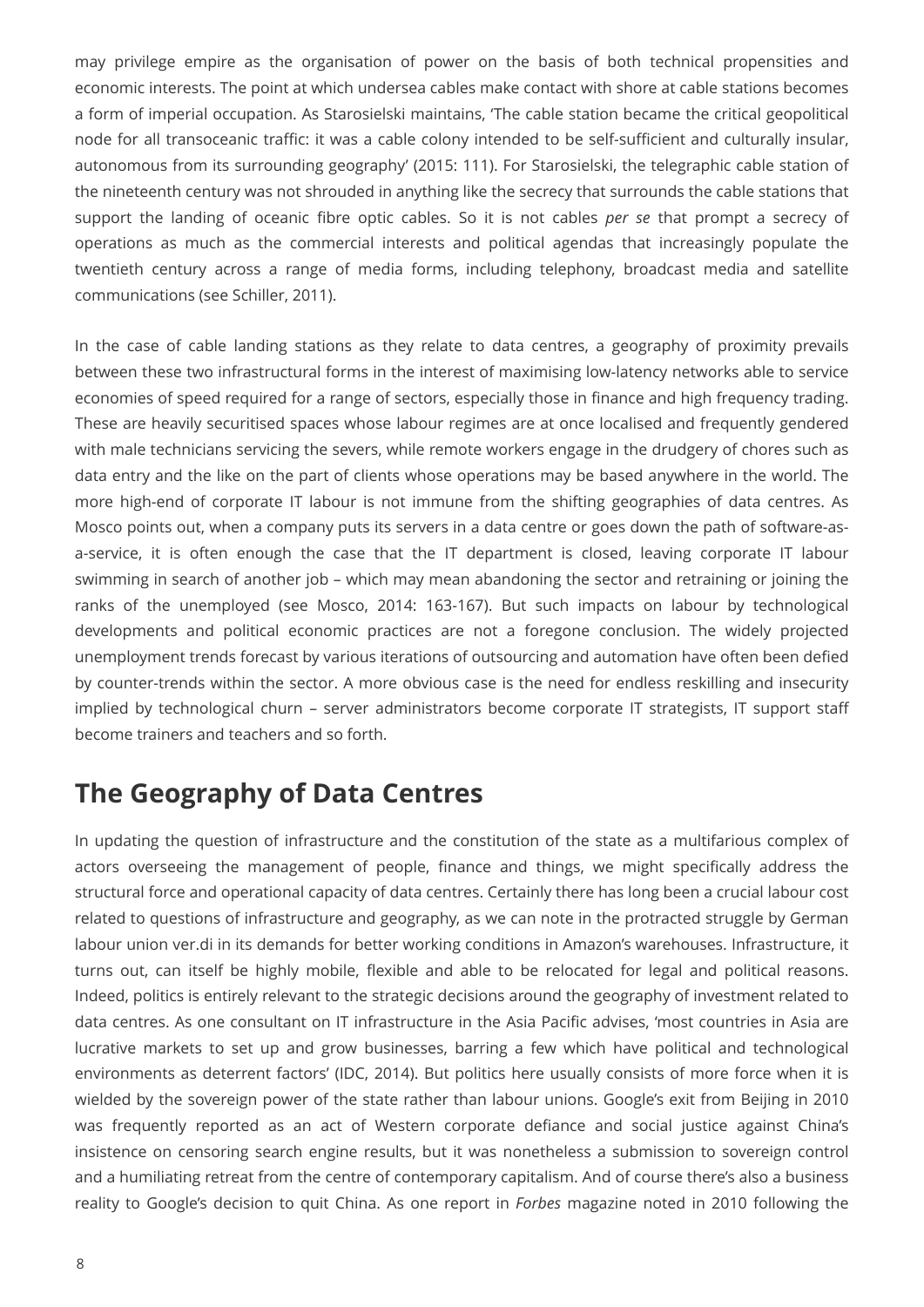may privilege empire as the organisation of power on the basis of both technical propensities and economic interests. The point at which undersea cables make contact with shore at cable stations becomes a form of imperial occupation. As Starosielski maintains, 'The cable station became the critical geopolitical node for all transoceanic traffic: it was a cable colony intended to be self-sufficient and culturally insular, autonomous from its surrounding geography' (2015: 111). For Starosielski, the telegraphic cable station of the nineteenth century was not shrouded in anything like the secrecy that surrounds the cable stations that support the landing of oceanic fibre optic cables. So it is not cables *per se* that prompt a secrecy of operations as much as the commercial interests and political agendas that increasingly populate the twentieth century across a range of media forms, including telephony, broadcast media and satellite communications (see Schiller, 2011).

In the case of cable landing stations as they relate to data centres, a geography of proximity prevails between these two infrastructural forms in the interest of maximising low-latency networks able to service economies of speed required for a range of sectors, especially those in finance and high frequency trading. These are heavily securitised spaces whose labour regimes are at once localised and frequently gendered with male technicians servicing the severs, while remote workers engage in the drudgery of chores such as data entry and the like on the part of clients whose operations may be based anywhere in the world. The more high-end of corporate IT labour is not immune from the shifting geographies of data centres. As Mosco points out, when a company puts its servers in a data centre or goes down the path of software-as-a-service, it is often enough the case that the IT department is closed, leaving corporate IT labour swimming in search of another job – which may mean abandoning the sector and retraining or joining the ranks of the unemployed (see Mosco, 2014: 163-167). But such impacts on labour by technological developments and political economic practices are not a foregone conclusion. The widely projected unemployment trends forecast by various iterations of outsourcing and automation have often been defied by counter-trends within the sector. A more obvious case is the need for endless reskilling and insecurity implied by technological churn – server administrators become corporate IT strategists, IT support staff become trainers and teachers and so forth.

## The Geography of Data Centres

In updating the question of infrastructure and the constitution of the state as a multifarious complex of actors overseeing the management of people, finance and things, we might specifically address the structural force and operational capacity of data centres. Certainly there has long been a crucial labour cost related to questions of infrastructure and geography, as we can note in the protracted struggle by German labour union ver.di in its demands for better working conditions in Amazon's warehouses. Infrastructure, it turns out, can itself be highly mobile, flexible and able to be relocated for legal and political reasons. Indeed, politics is entirely relevant to the strategic decisions around the geography of investment related to data centres. As one consultant on IT infrastructure in the Asia Pacific advises, 'most countries in Asia are lucrative markets to set up and grow businesses, barring a few which have political and technological environments as deterrent factors' (IDC, 2014). But politics here usually consists of more force when it is wielded by the sovereign power of the state rather than labour unions. Google's exit from Beijing in 2010 was frequently reported as an act of Western corporate defiance and social justice against China's insistence on censoring search engine results, but it was nonetheless a submission to sovereign control and a humiliating retreat from the centre of contemporary capitalism. And of course there's also a business reality to Google's decision to quit China. As one report in *Forbes* magazine noted in 2010 following the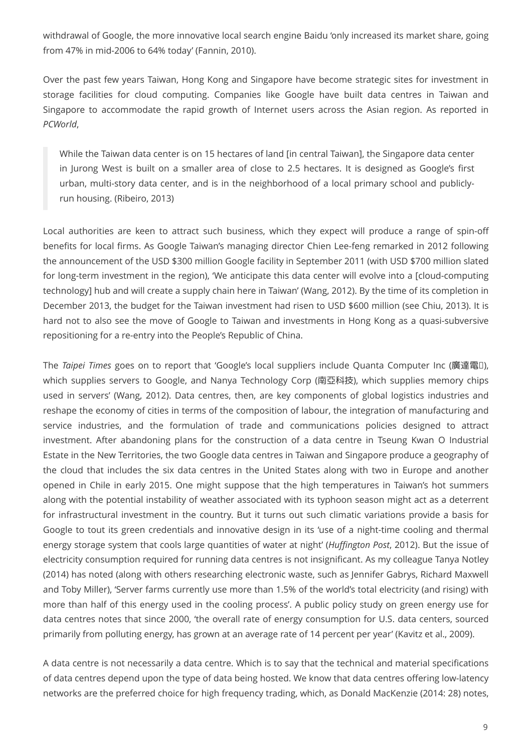withdrawal of Google, the more innovative local search engine Baidu 'only increased its market share, going from 47% in mid-2006 to 64% today' (Fannin, 2010).

Over the past few years Taiwan, Hong Kong and Singapore have become strategic sites for investment in storage facilities for cloud computing. Companies like Google have built data centres in Taiwan and Singapore to accommodate the rapid growth of Internet users across the Asian region. As reported in *PCWorld*,

> While the Taiwan data center is on 15 hectares of land [in central Taiwan], the Singapore data center in Jurong West is built on a smaller area of close to 2.5 hectares. It is designed as Google's first urban, multi-story data center, and is in the neighborhood of a local primary school and publicly-run housing. (Ribeiro, 2013)

Local authorities are keen to attract such business, which they expect will produce a range of spin-off benefits for local firms. As Google Taiwan's managing director Chien Lee-feng remarked in 2012 following the announcement of the USD $300 million Google facility in September 2011 (with USD $700 million slated for long-term investment in the region), 'We anticipate this data center will evolve into a [cloud-computing technology] hub and will create a supply chain here in Taiwan' (Wang, 2012). By the time of its completion in December 2013, the budget for the Taiwan investment had risen to USD $600 million (see Chiu, 2013). It is hard not to also see the move of Google to Taiwan and investments in Hong Kong as a quasi-subversive repositioning for a re-entry into the People's Republic of China.

The *Taipei Times* goes on to report that 'Google's local suppliers include Quanta Computer Inc (廣達電腦), which supplies servers to Google, and Nanya Technology Corp (南亞科技), which supplies memory chips used in servers' (Wang, 2012). Data centres, then, are key components of global logistics industries and reshape the economy of cities in terms of the composition of labour, the integration of manufacturing and service industries, and the formulation of trade and communications policies designed to attract investment. After abandoning plans for the construction of a data centre in Tseung Kwan O Industrial Estate in the New Territories, the two Google data centres in Taiwan and Singapore produce a geography of the cloud that includes the six data centres in the United States along with two in Europe and another opened in Chile in early 2015. One might suppose that the high temperatures in Taiwan's hot summers along with the potential instability of weather associated with its typhoon season might act as a deterrent for infrastructural investment in the country. But it turns out such climatic variations provide a basis for Google to tout its green credentials and innovative design in its 'use of a night-time cooling and thermal energy storage system that cools large quantities of water at night' (*Huffington Post*, 2012). But the issue of electricity consumption required for running data centres is not insignificant. As my colleague Tanya Notley (2014) has noted (along with others researching electronic waste, such as Jennifer Gabrys, Richard Maxwell and Toby Miller), 'Server farms currently use more than 1.5% of the world's total electricity (and rising) with more than half of this energy used in the cooling process'. A public policy study on green energy use for data centres notes that since 2000, 'the overall rate of energy consumption for U.S. data centers, sourced primarily from polluting energy, has grown at an average rate of 14 percent per year' (Kavitz et al., 2009).

A data centre is not necessarily a data centre. Which is to say that the technical and material specifications of data centres depend upon the type of data being hosted. We know that data centres offering low-latency networks are the preferred choice for high frequency trading, which, as Donald MacKenzie (2014: 28) notes,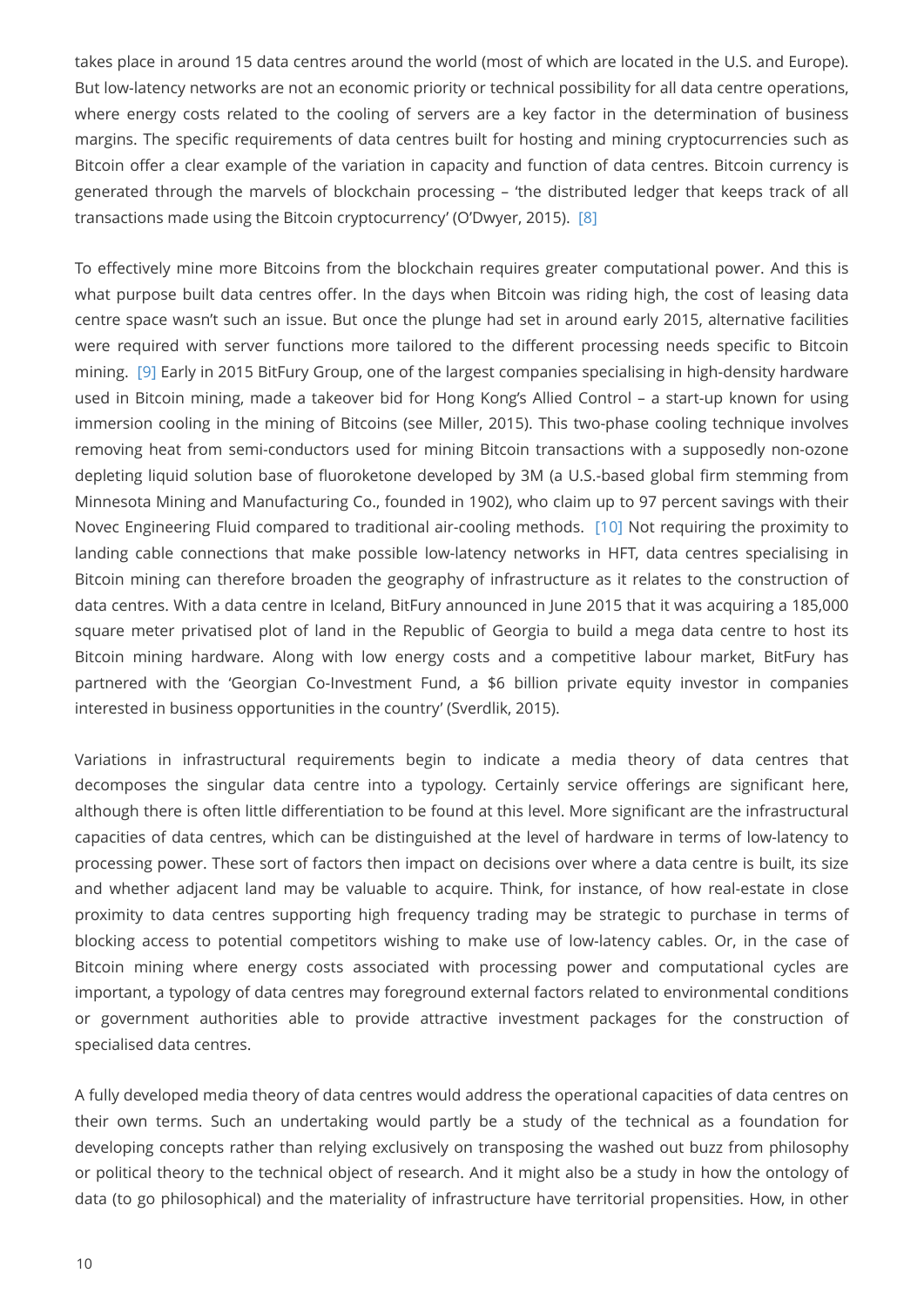takes place in around 15 data centres around the world (most of which are located in the U.S. and Europe). But low-latency networks are not an economic priority or technical possibility for all data centre operations, where energy costs related to the cooling of servers are a key factor in the determination of business margins. The specific requirements of data centres built for hosting and mining cryptocurrencies such as Bitcoin offer a clear example of the variation in capacity and function of data centres. Bitcoin currency is generated through the marvels of blockchain processing – 'the distributed ledger that keeps track of all transactions made using the Bitcoin cryptocurrency' (O'Dwyer, 2015). [8]

To effectively mine more Bitcoins from the blockchain requires greater computational power. And this is what purpose built data centres offer. In the days when Bitcoin was riding high, the cost of leasing data centre space wasn't such an issue. But once the plunge had set in around early 2015, alternative facilities were required with server functions more tailored to the different processing needs specific to Bitcoin mining. [9] Early in 2015 BitFury Group, one of the largest companies specialising in high-density hardware used in Bitcoin mining, made a takeover bid for Hong Kong's Allied Control – a start-up known for using immersion cooling in the mining of Bitcoins (see Miller, 2015). This two-phase cooling technique involves removing heat from semi-conductors used for mining Bitcoin transactions with a supposedly non-ozone depleting liquid solution base of fluoroketone developed by 3M (a U.S.-based global firm stemming from Minnesota Mining and Manufacturing Co., founded in 1902), who claim up to 97 percent savings with their Novec Engineering Fluid compared to traditional air-cooling methods. [10] Not requiring the proximity to landing cable connections that make possible low-latency networks in HFT, data centres specialising in Bitcoin mining can therefore broaden the geography of infrastructure as it relates to the construction of data centres. With a data centre in Iceland, BitFury announced in June 2015 that it was acquiring a 185,000 square meter privatised plot of land in the Republic of Georgia to build a mega data centre to host its Bitcoin mining hardware. Along with low energy costs and a competitive labour market, BitFury has partnered with the 'Georgian Co-Investment Fund, a $6 billion private equity investor in companies interested in business opportunities in the country' (Sverdlik, 2015).

Variations in infrastructural requirements begin to indicate a media theory of data centres that decomposes the singular data centre into a typology. Certainly service offerings are significant here, although there is often little differentiation to be found at this level. More significant are the infrastructural capacities of data centres, which can be distinguished at the level of hardware in terms of low-latency to processing power. These sort of factors then impact on decisions over where a data centre is built, its size and whether adjacent land may be valuable to acquire. Think, for instance, of how real-estate in close proximity to data centres supporting high frequency trading may be strategic to purchase in terms of blocking access to potential competitors wishing to make use of low-latency cables. Or, in the case of Bitcoin mining where energy costs associated with processing power and computational cycles are important, a typology of data centres may foreground external factors related to environmental conditions or government authorities able to provide attractive investment packages for the construction of specialised data centres.

A fully developed media theory of data centres would address the operational capacities of data centres on their own terms. Such an undertaking would partly be a study of the technical as a foundation for developing concepts rather than relying exclusively on transposing the washed out buzz from philosophy or political theory to the technical object of research. And it might also be a study in how the ontology of data (to go philosophical) and the materiality of infrastructure have territorial propensities. How, in other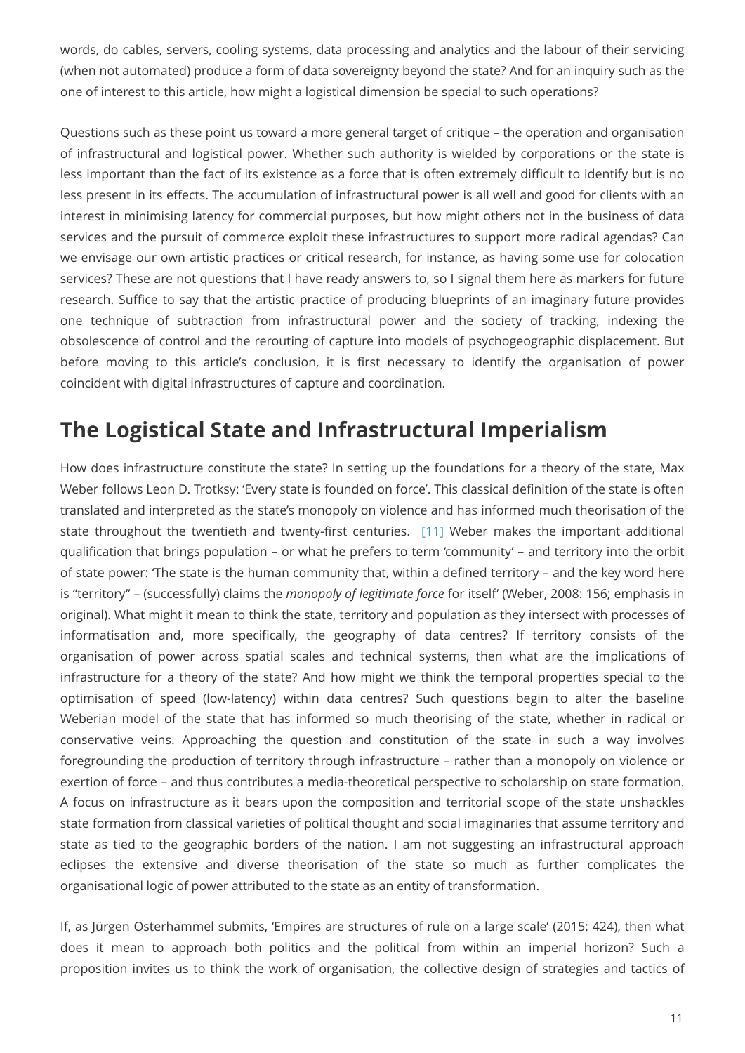words, do cables, servers, cooling systems, data processing and analytics and the labour of their servicing (when not automated) produce a form of data sovereignty beyond the state? And for an inquiry such as the one of interest to this article, how might a logistical dimension be special to such operations?

Questions such as these point us toward a more general target of critique – the operation and organisation of infrastructural and logistical power. Whether such authority is wielded by corporations or the state is less important than the fact of its existence as a force that is often extremely difficult to identify but is no less present in its effects. The accumulation of infrastructural power is all well and good for clients with an interest in minimising latency for commercial purposes, but how might others not in the business of data services and the pursuit of commerce exploit these infrastructures to support more radical agendas? Can we envisage our own artistic practices or critical research, for instance, as having some use for colocation services? These are not questions that I have ready answers to, so I signal them here as markers for future research. Suffice to say that the artistic practice of producing blueprints of an imaginary future provides one technique of subtraction from infrastructural power and the society of tracking, indexing the obsolescence of control and the rerouting of capture into models of psychogeographic displacement. But before moving to this article's conclusion, it is first necessary to identify the organisation of power coincident with digital infrastructures of capture and coordination.

## The Logistical State and Infrastructural Imperialism

How does infrastructure constitute the state? In setting up the foundations for a theory of the state, Max Weber follows Leon D. Trotksy: 'Every state is founded on force'. This classical definition of the state is often translated and interpreted as the state's monopoly on violence and has informed much theorisation of the state throughout the twentieth and twenty-first centuries. [11] Weber makes the important additional qualification that brings population – or what he prefers to term 'community' – and territory into the orbit of state power: 'The state is the human community that, within a defined territory – and the key word here is "territory" – (successfully) claims the *monopoly of legitimate force* for itself' (Weber, 2008: 156; emphasis in original). What might it mean to think the state, territory and population as they intersect with processes of informatisation and, more specifically, the geography of data centres? If territory consists of the organisation of power across spatial scales and technical systems, then what are the implications of infrastructure for a theory of the state? And how might we think the temporal properties special to the optimisation of speed (low-latency) within data centres? Such questions begin to alter the baseline Weberian model of the state that has informed so much theorising of the state, whether in radical or conservative veins. Approaching the question and constitution of the state in such a way involves foregrounding the production of territory through infrastructure – rather than a monopoly on violence or exertion of force – and thus contributes a media-theoretical perspective to scholarship on state formation. A focus on infrastructure as it bears upon the composition and territorial scope of the state unshackles state formation from classical varieties of political thought and social imaginaries that assume territory and state as tied to the geographic borders of the nation. I am not suggesting an infrastructural approach eclipses the extensive and diverse theorisation of the state so much as further complicates the organisational logic of power attributed to the state as an entity of transformation.

If, as Jürgen Osterhammel submits, 'Empires are structures of rule on a large scale' (2015: 424), then what does it mean to approach both politics and the political from within an imperial horizon? Such a proposition invites us to think the work of organisation, the collective design of strategies and tactics of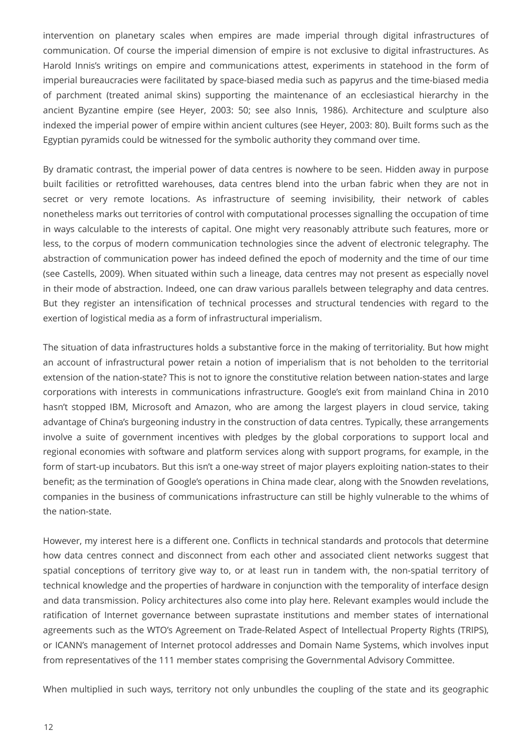intervention on planetary scales when empires are made imperial through digital infrastructures of communication. Of course the imperial dimension of empire is not exclusive to digital infrastructures. As Harold Innis's writings on empire and communications attest, experiments in statehood in the form of imperial bureaucracies were facilitated by space-biased media such as papyrus and the time-biased media of parchment (treated animal skins) supporting the maintenance of an ecclesiastical hierarchy in the ancient Byzantine empire (see Heyer, 2003: 50; see also Innis, 1986). Architecture and sculpture also indexed the imperial power of empire within ancient cultures (see Heyer, 2003: 80). Built forms such as the Egyptian pyramids could be witnessed for the symbolic authority they command over time.

By dramatic contrast, the imperial power of data centres is nowhere to be seen. Hidden away in purpose built facilities or retrofitted warehouses, data centres blend into the urban fabric when they are not in secret or very remote locations. As infrastructure of seeming invisibility, their network of cables nonetheless marks out territories of control with computational processes signalling the occupation of time in ways calculable to the interests of capital. One might very reasonably attribute such features, more or less, to the corpus of modern communication technologies since the advent of electronic telegraphy. The abstraction of communication power has indeed defined the epoch of modernity and the time of our time (see Castells, 2009). When situated within such a lineage, data centres may not present as especially novel in their mode of abstraction. Indeed, one can draw various parallels between telegraphy and data centres. But they register an intensification of technical processes and structural tendencies with regard to the exertion of logistical media as a form of infrastructural imperialism.

The situation of data infrastructures holds a substantive force in the making of territoriality. But how might an account of infrastructural power retain a notion of imperialism that is not beholden to the territorial extension of the nation-state? This is not to ignore the constitutive relation between nation-states and large corporations with interests in communications infrastructure. Google's exit from mainland China in 2010 hasn't stopped IBM, Microsoft and Amazon, who are among the largest players in cloud service, taking advantage of China's burgeoning industry in the construction of data centres. Typically, these arrangements involve a suite of government incentives with pledges by the global corporations to support local and regional economies with software and platform services along with support programs, for example, in the form of start-up incubators. But this isn't a one-way street of major players exploiting nation-states to their benefit; as the termination of Google's operations in China made clear, along with the Snowden revelations, companies in the business of communications infrastructure can still be highly vulnerable to the whims of the nation-state.

However, my interest here is a different one. Conflicts in technical standards and protocols that determine how data centres connect and disconnect from each other and associated client networks suggest that spatial conceptions of territory give way to, or at least run in tandem with, the non-spatial territory of technical knowledge and the properties of hardware in conjunction with the temporality of interface design and data transmission. Policy architectures also come into play here. Relevant examples would include the ratification of Internet governance between suprastate institutions and member states of international agreements such as the WTO's Agreement on Trade-Related Aspect of Intellectual Property Rights (TRIPS), or ICANN's management of Internet protocol addresses and Domain Name Systems, which involves input from representatives of the 111 member states comprising the Governmental Advisory Committee.

When multiplied in such ways, territory not only unbundles the coupling of the state and its geographic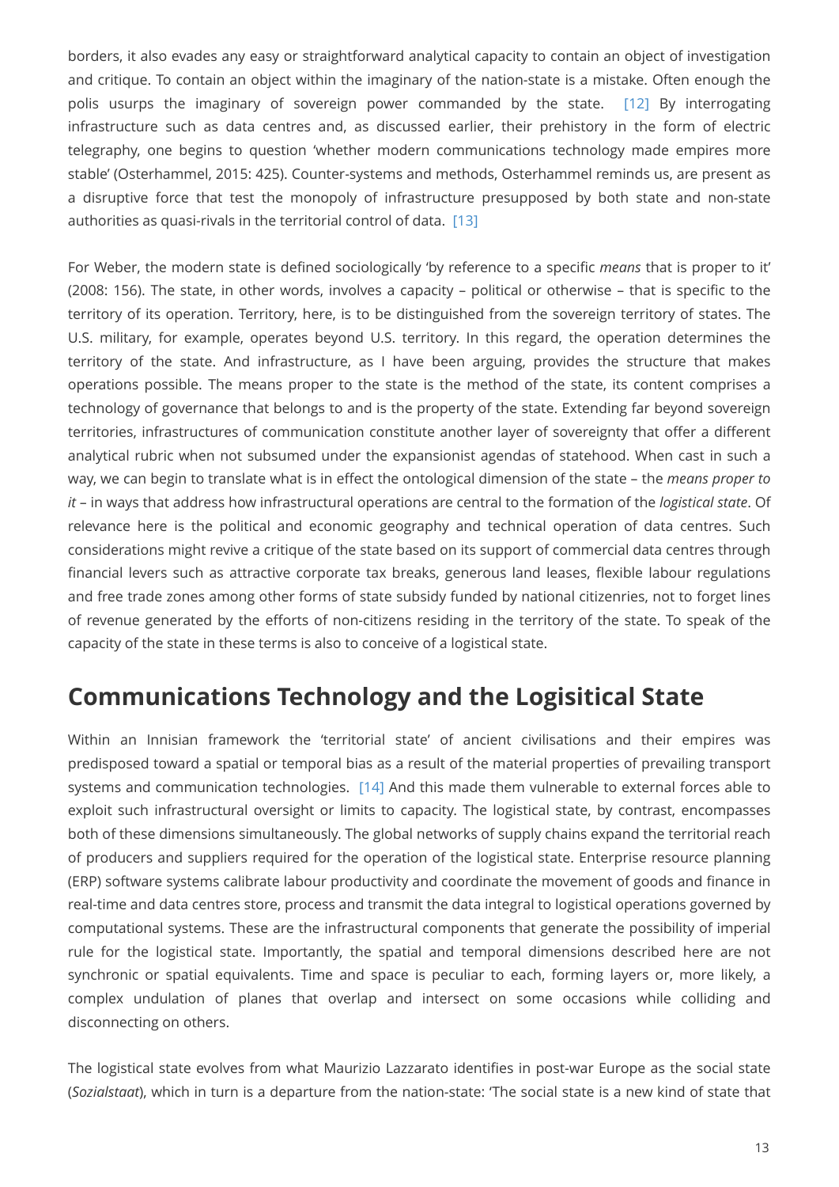borders, it also evades any easy or straightforward analytical capacity to contain an object of investigation and critique. To contain an object within the imaginary of the nation-state is a mistake. Often enough the polis usurps the imaginary of sovereign power commanded by the state. [12] By interrogating infrastructure such as data centres and, as discussed earlier, their prehistory in the form of electric telegraphy, one begins to question 'whether modern communications technology made empires more stable' (Osterhammel, 2015: 425). Counter-systems and methods, Osterhammel reminds us, are present as a disruptive force that test the monopoly of infrastructure presupposed by both state and non-state authorities as quasi-rivals in the territorial control of data. [13]

For Weber, the modern state is defined sociologically 'by reference to a specific *means* that is proper to it' (2008: 156). The state, in other words, involves a capacity – political or otherwise – that is specific to the territory of its operation. Territory, here, is to be distinguished from the sovereign territory of states. The U.S. military, for example, operates beyond U.S. territory. In this regard, the operation determines the territory of the state. And infrastructure, as I have been arguing, provides the structure that makes operations possible. The means proper to the state is the method of the state, its content comprises a technology of governance that belongs to and is the property of the state. Extending far beyond sovereign territories, infrastructures of communication constitute another layer of sovereignty that offer a different analytical rubric when not subsumed under the expansionist agendas of statehood. When cast in such a way, we can begin to translate what is in effect the ontological dimension of the state – the *means proper to it* – in ways that address how infrastructural operations are central to the formation of the *logistical state*. Of relevance here is the political and economic geography and technical operation of data centres. Such considerations might revive a critique of the state based on its support of commercial data centres through financial levers such as attractive corporate tax breaks, generous land leases, flexible labour regulations and free trade zones among other forms of state subsidy funded by national citizenries, not to forget lines of revenue generated by the efforts of non-citizens residing in the territory of the state. To speak of the capacity of the state in these terms is also to conceive of a logistical state.

## Communications Technology and the Logisitical State

Within an Innisian framework the 'territorial state' of ancient civilisations and their empires was predisposed toward a spatial or temporal bias as a result of the material properties of prevailing transport systems and communication technologies. [14] And this made them vulnerable to external forces able to exploit such infrastructural oversight or limits to capacity. The logistical state, by contrast, encompasses both of these dimensions simultaneously. The global networks of supply chains expand the territorial reach of producers and suppliers required for the operation of the logistical state. Enterprise resource planning (ERP) software systems calibrate labour productivity and coordinate the movement of goods and finance in real-time and data centres store, process and transmit the data integral to logistical operations governed by computational systems. These are the infrastructural components that generate the possibility of imperial rule for the logistical state. Importantly, the spatial and temporal dimensions described here are not synchronic or spatial equivalents. Time and space is peculiar to each, forming layers or, more likely, a complex undulation of planes that overlap and intersect on some occasions while colliding and disconnecting on others.

The logistical state evolves from what Maurizio Lazzarato identifies in post-war Europe as the social state (*Sozialstaat*), which in turn is a departure from the nation-state: 'The social state is a new kind of state that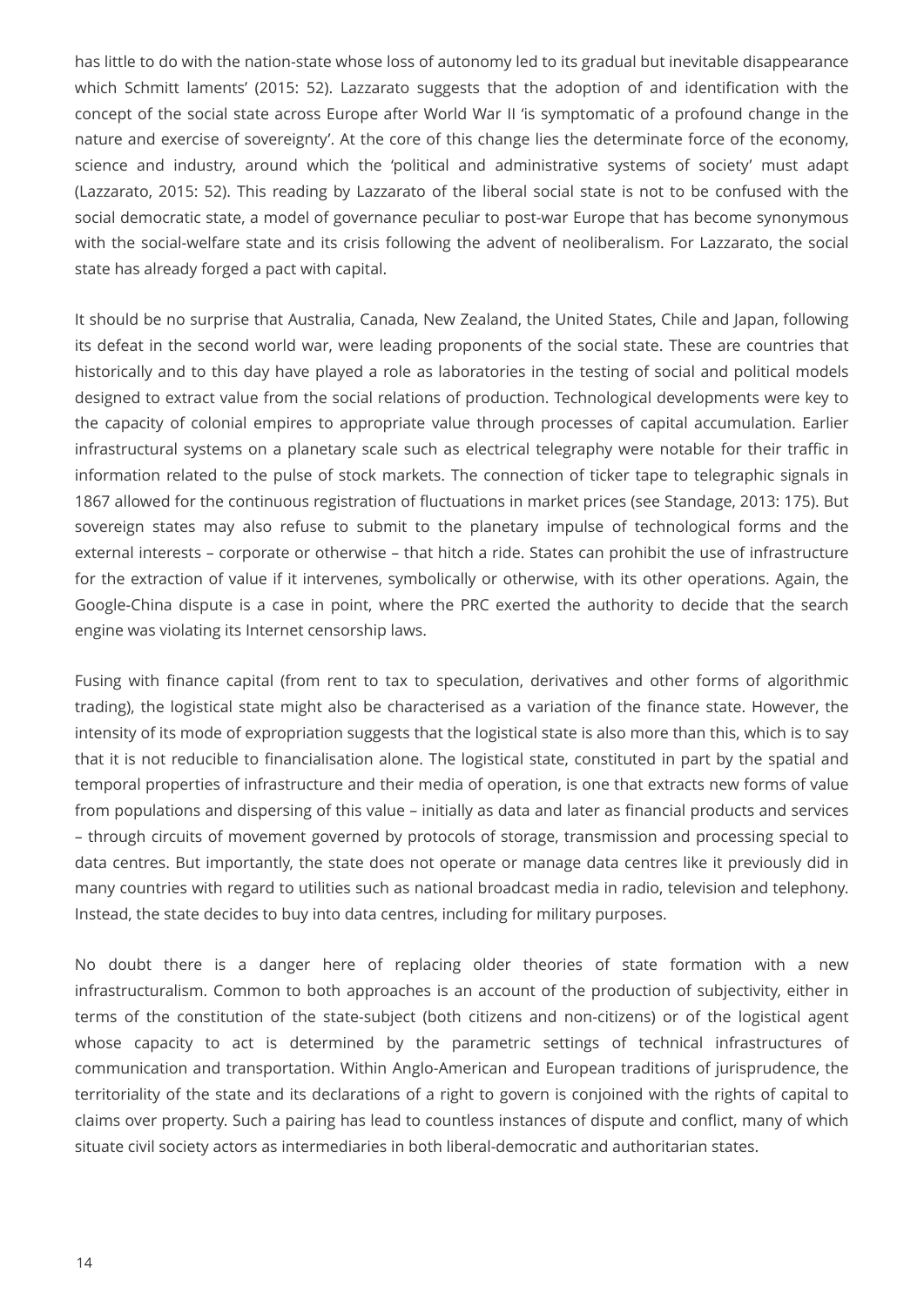has little to do with the nation-state whose loss of autonomy led to its gradual but inevitable disappearance which Schmitt laments' (2015: 52). Lazzarato suggests that the adoption of and identification with the concept of the social state across Europe after World War II 'is symptomatic of a profound change in the nature and exercise of sovereignty'. At the core of this change lies the determinate force of the economy, science and industry, around which the 'political and administrative systems of society' must adapt (Lazzarato, 2015: 52). This reading by Lazzarato of the liberal social state is not to be confused with the social democratic state, a model of governance peculiar to post-war Europe that has become synonymous with the social-welfare state and its crisis following the advent of neoliberalism. For Lazzarato, the social state has already forged a pact with capital.

It should be no surprise that Australia, Canada, New Zealand, the United States, Chile and Japan, following its defeat in the second world war, were leading proponents of the social state. These are countries that historically and to this day have played a role as laboratories in the testing of social and political models designed to extract value from the social relations of production. Technological developments were key to the capacity of colonial empires to appropriate value through processes of capital accumulation. Earlier infrastructural systems on a planetary scale such as electrical telegraphy were notable for their traffic in information related to the pulse of stock markets. The connection of ticker tape to telegraphic signals in 1867 allowed for the continuous registration of fluctuations in market prices (see Standage, 2013: 175). But sovereign states may also refuse to submit to the planetary impulse of technological forms and the external interests – corporate or otherwise – that hitch a ride. States can prohibit the use of infrastructure for the extraction of value if it intervenes, symbolically or otherwise, with its other operations. Again, the Google-China dispute is a case in point, where the PRC exerted the authority to decide that the search engine was violating its Internet censorship laws.

Fusing with finance capital (from rent to tax to speculation, derivatives and other forms of algorithmic trading), the logistical state might also be characterised as a variation of the finance state. However, the intensity of its mode of expropriation suggests that the logistical state is also more than this, which is to say that it is not reducible to financialisation alone. The logistical state, constituted in part by the spatial and temporal properties of infrastructure and their media of operation, is one that extracts new forms of value from populations and dispersing of this value – initially as data and later as financial products and services – through circuits of movement governed by protocols of storage, transmission and processing special to data centres. But importantly, the state does not operate or manage data centres like it previously did in many countries with regard to utilities such as national broadcast media in radio, television and telephony. Instead, the state decides to buy into data centres, including for military purposes.

No doubt there is a danger here of replacing older theories of state formation with a new infrastructuralism. Common to both approaches is an account of the production of subjectivity, either in terms of the constitution of the state-subject (both citizens and non-citizens) or of the logistical agent whose capacity to act is determined by the parametric settings of technical infrastructures of communication and transportation. Within Anglo-American and European traditions of jurisprudence, the territoriality of the state and its declarations of a right to govern is conjoined with the rights of capital to claims over property. Such a pairing has lead to countless instances of dispute and conflict, many of which situate civil society actors as intermediaries in both liberal-democratic and authoritarian states.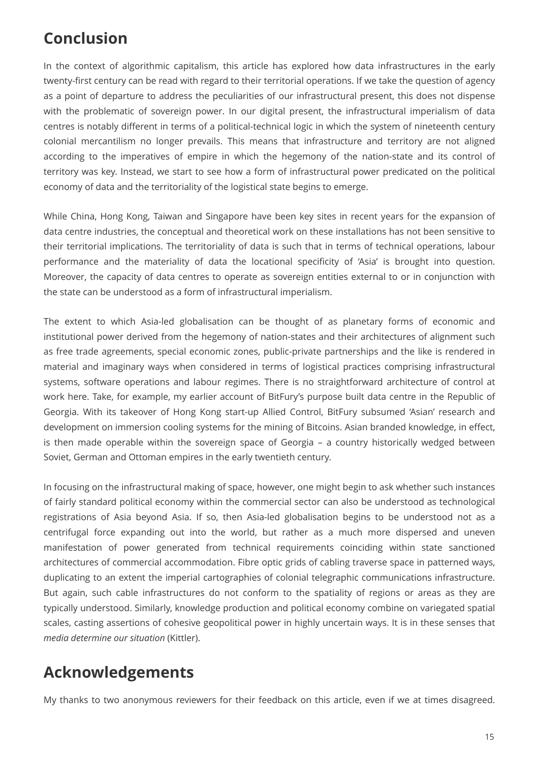## Conclusion

In the context of algorithmic capitalism, this article has explored how data infrastructures in the early twenty-first century can be read with regard to their territorial operations. If we take the question of agency as a point of departure to address the peculiarities of our infrastructural present, this does not dispense with the problematic of sovereign power. In our digital present, the infrastructural imperialism of data centres is notably different in terms of a political-technical logic in which the system of nineteenth century colonial mercantilism no longer prevails. This means that infrastructure and territory are not aligned according to the imperatives of empire in which the hegemony of the nation-state and its control of territory was key. Instead, we start to see how a form of infrastructural power predicated on the political economy of data and the territoriality of the logistical state begins to emerge.

While China, Hong Kong, Taiwan and Singapore have been key sites in recent years for the expansion of data centre industries, the conceptual and theoretical work on these installations has not been sensitive to their territorial implications. The territoriality of data is such that in terms of technical operations, labour performance and the materiality of data the locational specificity of 'Asia' is brought into question. Moreover, the capacity of data centres to operate as sovereign entities external to or in conjunction with the state can be understood as a form of infrastructural imperialism.

The extent to which Asia-led globalisation can be thought of as planetary forms of economic and institutional power derived from the hegemony of nation-states and their architectures of alignment such as free trade agreements, special economic zones, public-private partnerships and the like is rendered in material and imaginary ways when considered in terms of logistical practices comprising infrastructural systems, software operations and labour regimes. There is no straightforward architecture of control at work here. Take, for example, my earlier account of BitFury's purpose built data centre in the Republic of Georgia. With its takeover of Hong Kong start-up Allied Control, BitFury subsumed 'Asian' research and development on immersion cooling systems for the mining of Bitcoins. Asian branded knowledge, in effect, is then made operable within the sovereign space of Georgia – a country historically wedged between Soviet, German and Ottoman empires in the early twentieth century.

In focusing on the infrastructural making of space, however, one might begin to ask whether such instances of fairly standard political economy within the commercial sector can also be understood as technological registrations of Asia beyond Asia. If so, then Asia-led globalisation begins to be understood not as a centrifugal force expanding out into the world, but rather as a much more dispersed and uneven manifestation of power generated from technical requirements coinciding within state sanctioned architectures of commercial accommodation. Fibre optic grids of cabling traverse space in patterned ways, duplicating to an extent the imperial cartographies of colonial telegraphic communications infrastructure. But again, such cable infrastructures do not conform to the spatiality of regions or areas as they are typically understood. Similarly, knowledge production and political economy combine on variegated spatial scales, casting assertions of cohesive geopolitical power in highly uncertain ways. It is in these senses that *media determine our situation* (Kittler).

## Acknowledgements

My thanks to two anonymous reviewers for their feedback on this article, even if we at times disagreed.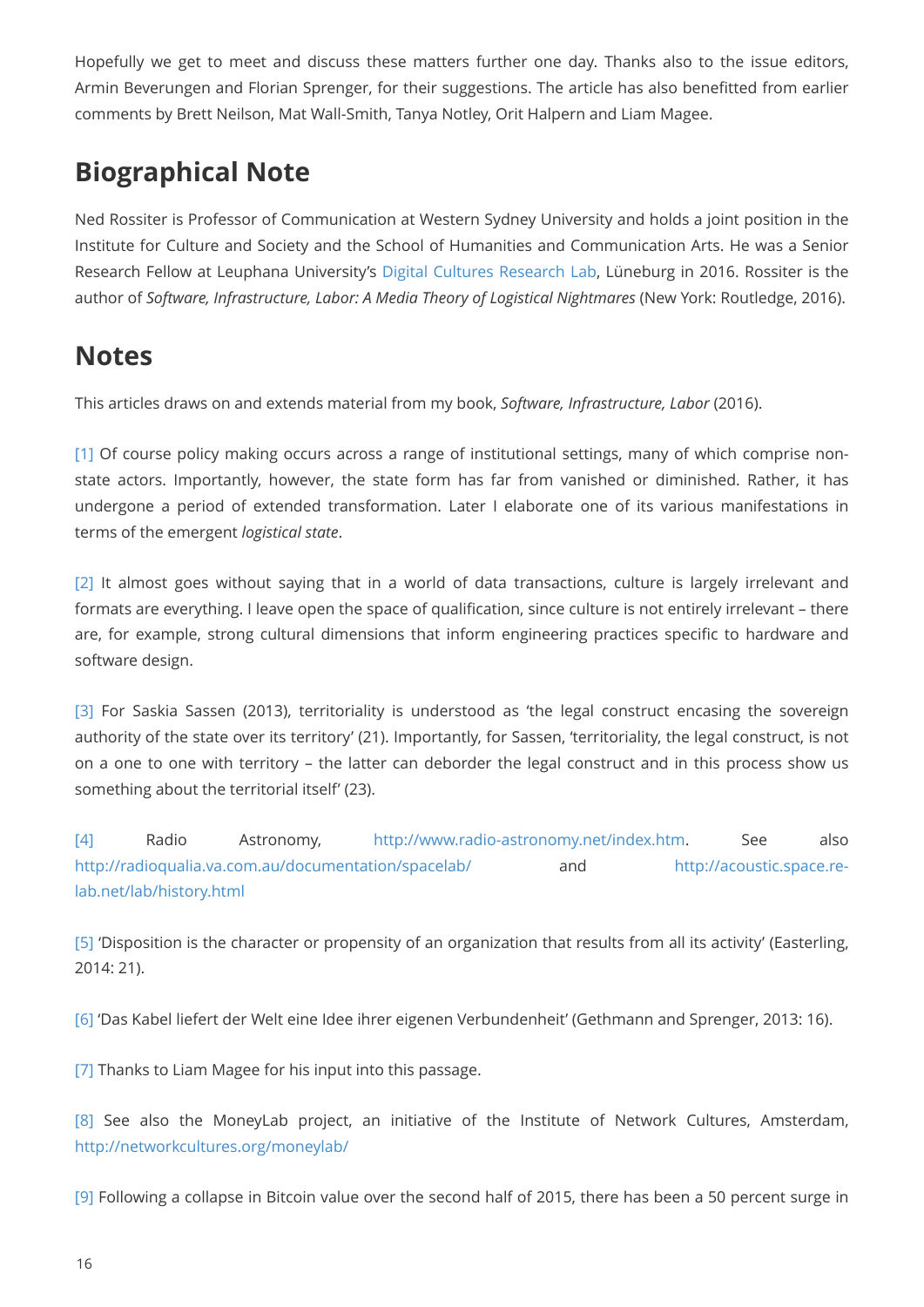Hopefully we get to meet and discuss these matters further one day. Thanks also to the issue editors, Armin Beverungen and Florian Sprenger, for their suggestions. The article has also benefitted from earlier comments by Brett Neilson, Mat Wall-Smith, Tanya Notley, Orit Halpern and Liam Magee.

## Biographical Note

Ned Rossiter is Professor of Communication at Western Sydney University and holds a joint position in the Institute for Culture and Society and the School of Humanities and Communication Arts. He was a Senior Research Fellow at Leuphana University's Digital Cultures Research Lab, Lüneburg in 2016. Rossiter is the author of *Software, Infrastructure, Labor: A Media Theory of Logistical Nightmares* (New York: Routledge, 2016).

## Notes

This articles draws on and extends material from my book, *Software, Infrastructure, Labor* (2016).

[1] Of course policy making occurs across a range of institutional settings, many of which comprise non-state actors. Importantly, however, the state form has far from vanished or diminished. Rather, it has undergone a period of extended transformation. Later I elaborate one of its various manifestations in terms of the emergent *logistical state*.

[2] It almost goes without saying that in a world of data transactions, culture is largely irrelevant and formats are everything. I leave open the space of qualification, since culture is not entirely irrelevant – there are, for example, strong cultural dimensions that inform engineering practices specific to hardware and software design.

[3] For Saskia Sassen (2013), territoriality is understood as 'the legal construct encasing the sovereign authority of the state over its territory' (21). Importantly, for Sassen, 'territoriality, the legal construct, is not on a one to one with territory – the latter can deborder the legal construct and in this process show us something about the territorial itself' (23).

[4] Radio Astronomy, http://www.radio-astronomy.net/index.htm. See also http://radioqualia.va.com.au/documentation/spacelab/ and http://acoustic.space.re-lab.net/lab/history.html

[5] 'Disposition is the character or propensity of an organization that results from all its activity' (Easterling, 2014: 21).

[6] 'Das Kabel liefert der Welt eine Idee ihrer eigenen Verbundenheit' (Gethmann and Sprenger, 2013: 16).

[7] Thanks to Liam Magee for his input into this passage.

[8] See also the MoneyLab project, an initiative of the Institute of Network Cultures, Amsterdam, http://networkcultures.org/moneylab/

[9] Following a collapse in Bitcoin value over the second half of 2015, there has been a 50 percent surge in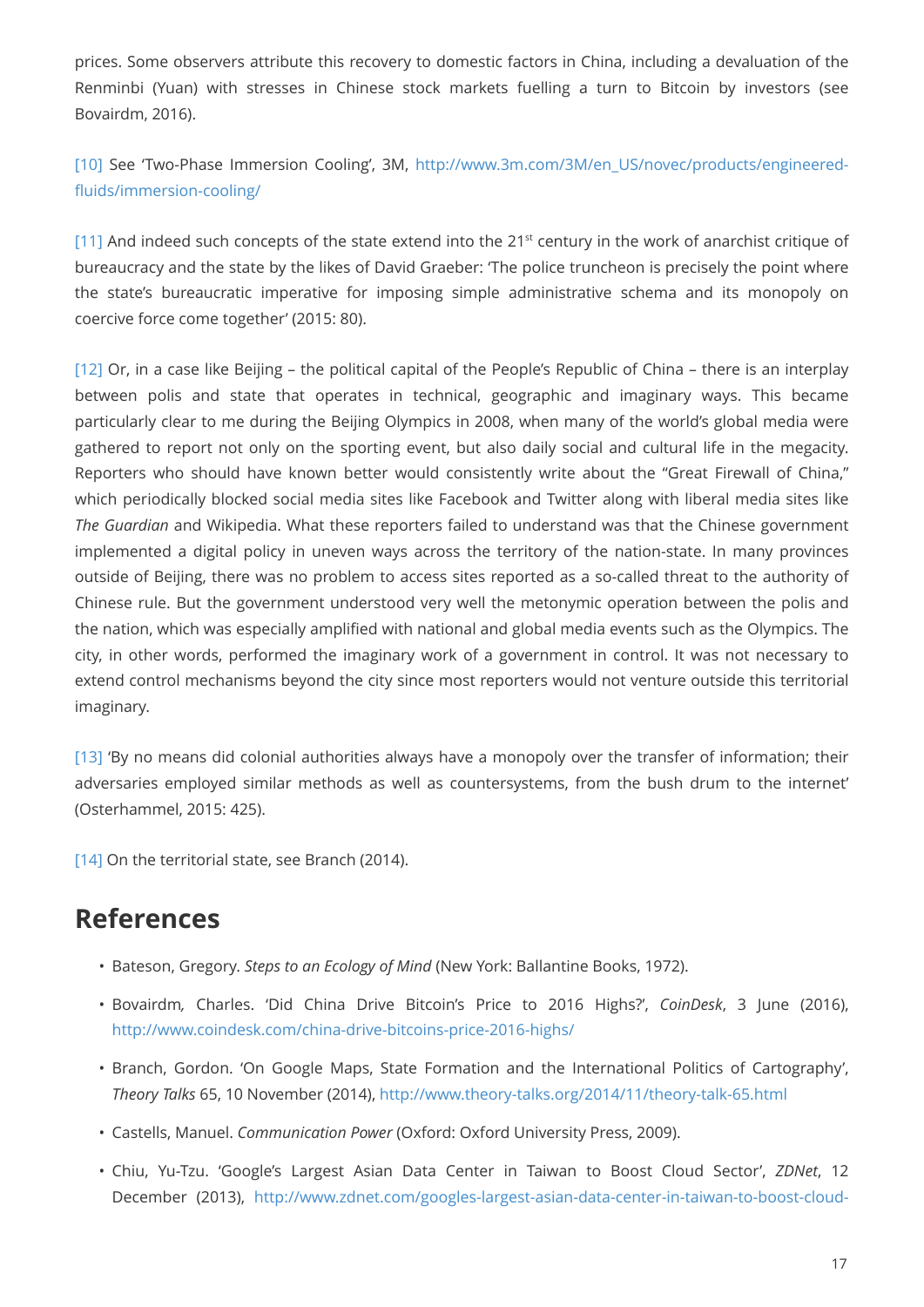prices. Some observers attribute this recovery to domestic factors in China, including a devaluation of the Renminbi (Yuan) with stresses in Chinese stock markets fuelling a turn to Bitcoin by investors (see Bovairdm, 2016).

[10] See 'Two-Phase Immersion Cooling', 3M, http://www.3m.com/3M/en_US/novec/products/engineered-fluids/immersion-cooling/

[11] And indeed such concepts of the state extend into the 21st century in the work of anarchist critique of bureaucracy and the state by the likes of David Graeber: 'The police truncheon is precisely the point where the state's bureaucratic imperative for imposing simple administrative schema and its monopoly on coercive force come together' (2015: 80).

[12] Or, in a case like Beijing – the political capital of the People's Republic of China – there is an interplay between polis and state that operates in technical, geographic and imaginary ways. This became particularly clear to me during the Beijing Olympics in 2008, when many of the world's global media were gathered to report not only on the sporting event, but also daily social and cultural life in the megacity. Reporters who should have known better would consistently write about the "Great Firewall of China," which periodically blocked social media sites like Facebook and Twitter along with liberal media sites like *The Guardian* and Wikipedia. What these reporters failed to understand was that the Chinese government implemented a digital policy in uneven ways across the territory of the nation-state. In many provinces outside of Beijing, there was no problem to access sites reported as a so-called threat to the authority of Chinese rule. But the government understood very well the metonymic operation between the polis and the nation, which was especially amplified with national and global media events such as the Olympics. The city, in other words, performed the imaginary work of a government in control. It was not necessary to extend control mechanisms beyond the city since most reporters would not venture outside this territorial imaginary.

[13] 'By no means did colonial authorities always have a monopoly over the transfer of information; their adversaries employed similar methods as well as countersystems, from the bush drum to the internet' (Osterhammel, 2015: 425).

[14] On the territorial state, see Branch (2014).

## References

- Bateson, Gregory. *Steps to an Ecology of Mind* (New York: Ballantine Books, 1972).
- Bovairdm, Charles. 'Did China Drive Bitcoin's Price to 2016 Highs?', *CoinDesk*, 3 June (2016), http://www.coindesk.com/china-drive-bitcoins-price-2016-highs/
- Branch, Gordon. 'On Google Maps, State Formation and the International Politics of Cartography', *Theory Talks* 65, 10 November (2014), http://www.theory-talks.org/2014/11/theory-talk-65.html
- Castells, Manuel. *Communication Power* (Oxford: Oxford University Press, 2009).
- Chiu, Yu-Tzu. 'Google's Largest Asian Data Center in Taiwan to Boost Cloud Sector', *ZDNet*, 12 December (2013), http://www.zdnet.com/googles-largest-asian-data-center-in-taiwan-to-boost-cloud-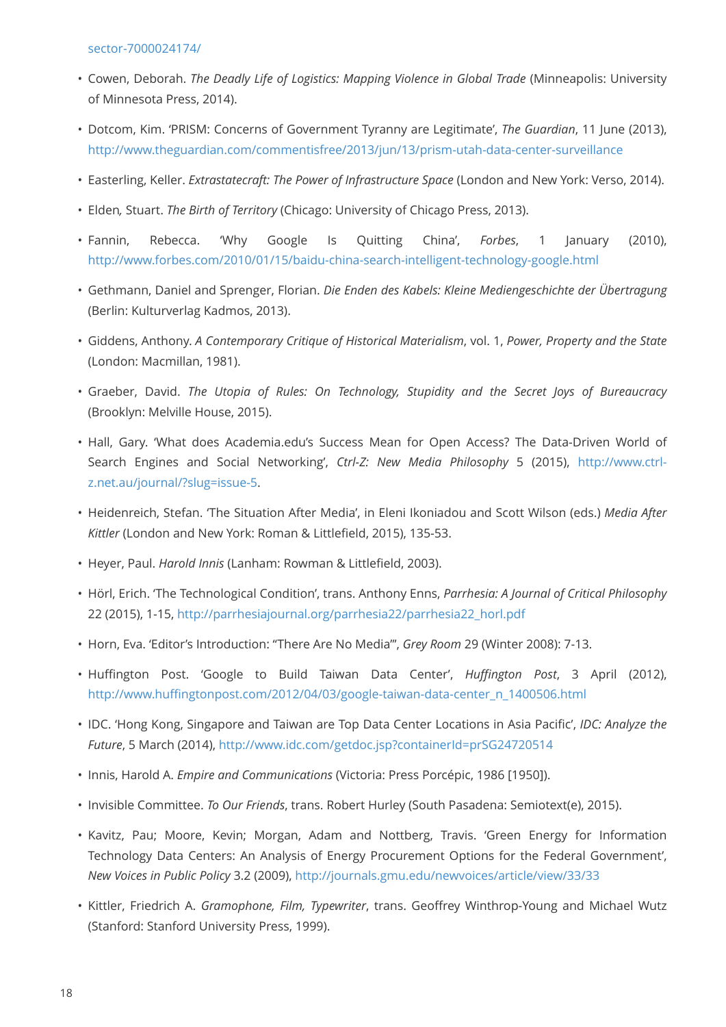sector-7000024174/

- Cowen, Deborah. *The Deadly Life of Logistics: Mapping Violence in Global Trade* (Minneapolis: University of Minnesota Press, 2014).
- Dotcom, Kim. 'PRISM: Concerns of Government Tyranny are Legitimate', *The Guardian*, 11 June (2013), http://www.theguardian.com/commentisfree/2013/jun/13/prism-utah-data-center-surveillance
- Easterling, Keller. *Extrastatecraft: The Power of Infrastructure Space* (London and New York: Verso, 2014).
- Elden, Stuart. *The Birth of Territory* (Chicago: University of Chicago Press, 2013).
- Fannin, Rebecca. 'Why Google Is Quitting China', *Forbes*, 1 January (2010), http://www.forbes.com/2010/01/15/baidu-china-search-intelligent-technology-google.html
- Gethmann, Daniel and Sprenger, Florian. *Die Enden des Kabels: Kleine Mediengeschichte der Übertragung* (Berlin: Kulturverlag Kadmos, 2013).
- Giddens, Anthony. *A Contemporary Critique of Historical Materialism*, vol. 1, *Power, Property and the State* (London: Macmillan, 1981).
- Graeber, David. *The Utopia of Rules: On Technology, Stupidity and the Secret Joys of Bureaucracy* (Brooklyn: Melville House, 2015).
- Hall, Gary. 'What does Academia.edu's Success Mean for Open Access? The Data-Driven World of Search Engines and Social Networking', *Ctrl-Z: New Media Philosophy* 5 (2015), http://www.ctrl-z.net.au/journal/?slug=issue-5.
- Heidenreich, Stefan. 'The Situation After Media', in Eleni Ikoniadou and Scott Wilson (eds.) *Media After Kittler* (London and New York: Roman & Littlefield, 2015), 135-53.
- Heyer, Paul. *Harold Innis* (Lanham: Rowman & Littlefield, 2003).
- Hörl, Erich. 'The Technological Condition', trans. Anthony Enns, *Parrhesia: A Journal of Critical Philosophy* 22 (2015), 1-15, http://parrhesiajournal.org/parrhesia22/parrhesia22_horl.pdf
- Horn, Eva. 'Editor's Introduction: "There Are No Media"', *Grey Room* 29 (Winter 2008): 7-13.
- Huffington Post. 'Google to Build Taiwan Data Center', *Huffington Post*, 3 April (2012), http://www.huffingtonpost.com/2012/04/03/google-taiwan-data-center_n_1400506.html
- IDC. 'Hong Kong, Singapore and Taiwan are Top Data Center Locations in Asia Pacific', *IDC: Analyze the Future*, 5 March (2014), http://www.idc.com/getdoc.jsp?containerId=prSG24720514
- Innis, Harold A. *Empire and Communications* (Victoria: Press Porcépic, 1986 [1950]).
- Invisible Committee. *To Our Friends*, trans. Robert Hurley (South Pasadena: Semiotext(e), 2015).
- Kavitz, Pau; Moore, Kevin; Morgan, Adam and Nottberg, Travis. 'Green Energy for Information Technology Data Centers: An Analysis of Energy Procurement Options for the Federal Government', *New Voices in Public Policy* 3.2 (2009), http://journals.gmu.edu/newvoices/article/view/33/33
- Kittler, Friedrich A. *Gramophone, Film, Typewriter*, trans. Geoffrey Winthrop-Young and Michael Wutz (Stanford: Stanford University Press, 1999).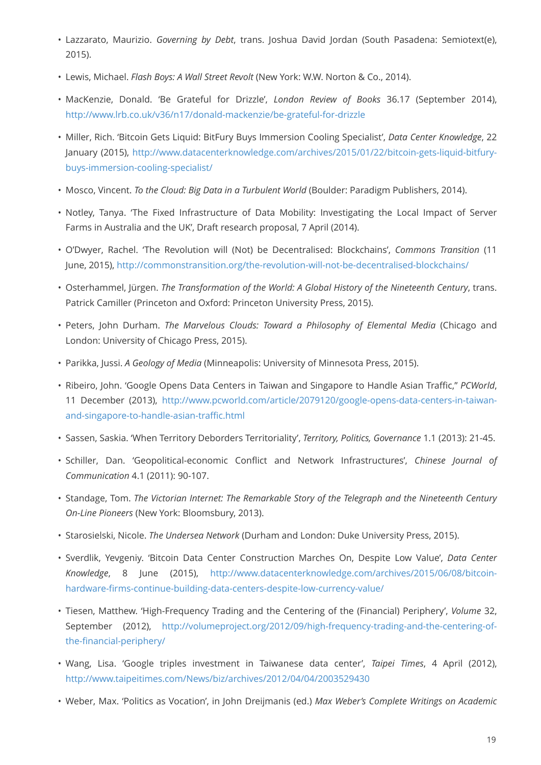- Lazzarato, Maurizio. *Governing by Debt*, trans. Joshua David Jordan (South Pasadena: Semiotext(e), 2015).
- Lewis, Michael. *Flash Boys: A Wall Street Revolt* (New York: W.W. Norton & Co., 2014).
- MacKenzie, Donald. 'Be Grateful for Drizzle', *London Review of Books* 36.17 (September 2014), http://www.lrb.co.uk/v36/n17/donald-mackenzie/be-grateful-for-drizzle
- Miller, Rich. 'Bitcoin Gets Liquid: BitFury Buys Immersion Cooling Specialist', *Data Center Knowledge*, 22 January (2015), http://www.datacenterknowledge.com/archives/2015/01/22/bitcoin-gets-liquid-bitfury-buys-immersion-cooling-specialist/
- Mosco, Vincent. *To the Cloud: Big Data in a Turbulent World* (Boulder: Paradigm Publishers, 2014).
- Notley, Tanya. 'The Fixed Infrastructure of Data Mobility: Investigating the Local Impact of Server Farms in Australia and the UK', Draft research proposal, 7 April (2014).
- O'Dwyer, Rachel. 'The Revolution will (Not) be Decentralised: Blockchains', *Commons Transition* (11 June, 2015), http://commonstransition.org/the-revolution-will-not-be-decentralised-blockchains/
- Osterhammel, Jürgen. *The Transformation of the World: A Global History of the Nineteenth Century*, trans. Patrick Camiller (Princeton and Oxford: Princeton University Press, 2015).
- Peters, John Durham. *The Marvelous Clouds: Toward a Philosophy of Elemental Media* (Chicago and London: University of Chicago Press, 2015).
- Parikka, Jussi. *A Geology of Media* (Minneapolis: University of Minnesota Press, 2015).
- Ribeiro, John. 'Google Opens Data Centers in Taiwan and Singapore to Handle Asian Traffic," *PCWorld*, 11 December (2013), http://www.pcworld.com/article/2079120/google-opens-data-centers-in-taiwan-and-singapore-to-handle-asian-traffic.html
- Sassen, Saskia. 'When Territory Deborders Territoriality', *Territory, Politics, Governance* 1.1 (2013): 21-45.
- Schiller, Dan. 'Geopolitical-economic Conflict and Network Infrastructures', *Chinese Journal of Communication* 4.1 (2011): 90-107.
- Standage, Tom. *The Victorian Internet: The Remarkable Story of the Telegraph and the Nineteenth Century On-Line Pioneers* (New York: Bloomsbury, 2013).
- Starosielski, Nicole. *The Undersea Network* (Durham and London: Duke University Press, 2015).
- Sverdlik, Yevgeniy. 'Bitcoin Data Center Construction Marches On, Despite Low Value', *Data Center Knowledge*, 8 June (2015), http://www.datacenterknowledge.com/archives/2015/06/08/bitcoin-hardware-firms-continue-building-data-centers-despite-low-currency-value/
- Tiesen, Matthew. 'High-Frequency Trading and the Centering of the (Financial) Periphery', *Volume* 32, September (2012), http://volumeproject.org/2012/09/high-frequency-trading-and-the-centering-of-the-financial-periphery/
- Wang, Lisa. 'Google triples investment in Taiwanese data center', *Taipei Times*, 4 April (2012), http://www.taipeitimes.com/News/biz/archives/2012/04/04/2003529430
- Weber, Max. 'Politics as Vocation', in John Dreijmanis (ed.) *Max Weber's Complete Writings on Academic*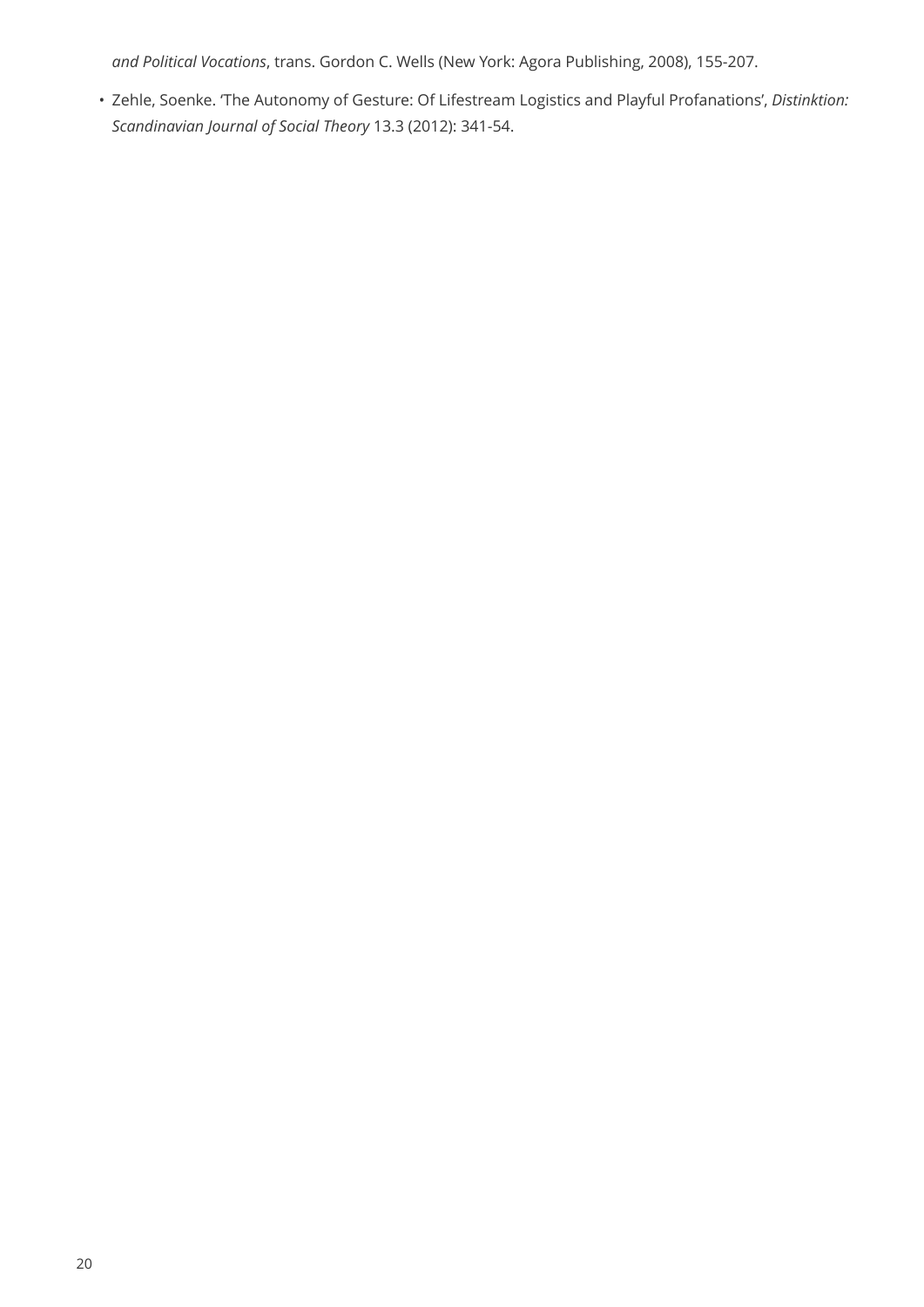*and Political Vocations*, trans. Gordon C. Wells (New York: Agora Publishing, 2008), 155-207.

- Zehle, Soenke. 'The Autonomy of Gesture: Of Lifestream Logistics and Playful Profanations', *Distinktion: Scandinavian Journal of Social Theory* 13.3 (2012): 341-54.